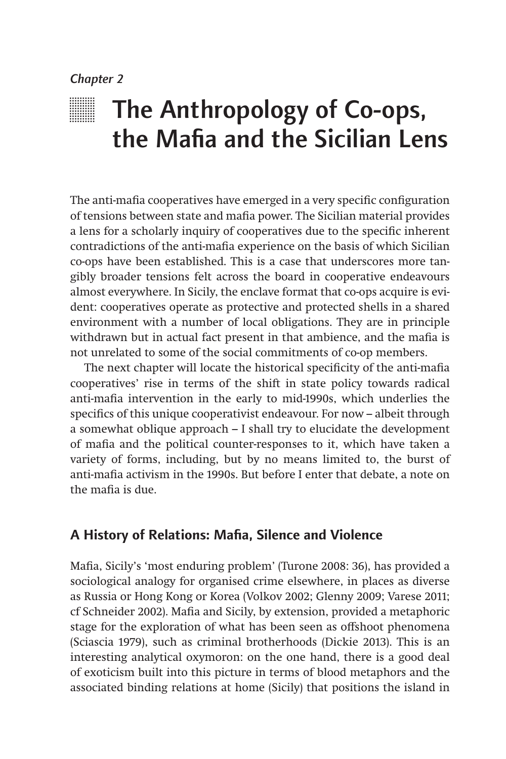*Chapter 2*

# The Anthropology of Co-ops, the Mafia and the Sicilian Lens

The anti-mafia cooperatives have emerged in a very specific configuration of tensions between state and mafia power. The Sicilian material provides a lens for a scholarly inquiry of cooperatives due to the specific inherent contradictions of the anti-mafia experience on the basis of which Sicilian co-ops have been established. This is a case that underscores more tangibly broader tensions felt across the board in cooperative endeavours almost everywhere. In Sicily, the enclave format that co-ops acquire is evident: cooperatives operate as protective and protected shells in a shared environment with a number of local obligations. They are in principle withdrawn but in actual fact present in that ambience, and the mafia is not unrelated to some of the social commitments of co-op members.

The next chapter will locate the historical specificity of the anti-mafia cooperatives' rise in terms of the shift in state policy towards radical anti-mafia intervention in the early to mid-1990s, which underlies the specifics of this unique cooperativist endeavour. For now – albeit through a somewhat oblique approach – I shall try to elucidate the development of mafia and the political counter-responses to it, which have taken a variety of forms, including, but by no means limited to, the burst of anti-mafia activism in the 1990s. But before I enter that debate, a note on the mafia is due.

## A History of Relations: Mafia, Silence and Violence

Mafia, Sicily's 'most enduring problem' (Turone 2008: 36), has provided a sociological analogy for organised crime elsewhere, in places as diverse as Russia or Hong Kong or Korea (Volkov 2002; Glenny 2009; Varese 2011; cf Schneider 2002). Mafia and Sicily, by extension, provided a metaphoric stage for the exploration of what has been seen as offshoot phenomena (Sciascia 1979), such as criminal brotherhoods (Dickie 2013). This is an interesting analytical oxymoron: on the one hand, there is a good deal of exoticism built into this picture in terms of blood metaphors and the associated binding relations at home (Sicily) that positions the island in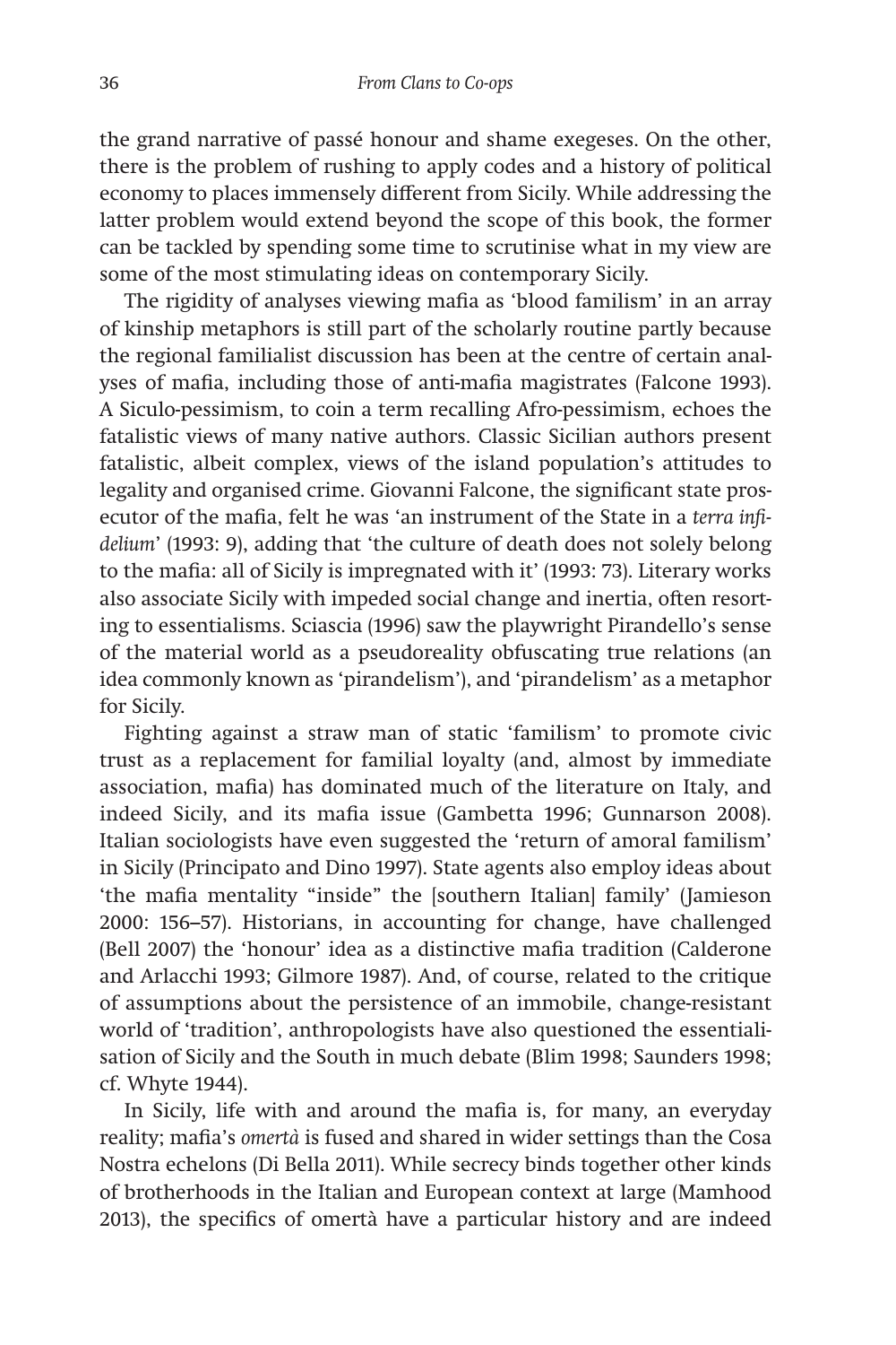the grand narrative of passé honour and shame exegeses. On the other, there is the problem of rushing to apply codes and a history of political economy to places immensely different from Sicily. While addressing the latter problem would extend beyond the scope of this book, the former can be tackled by spending some time to scrutinise what in my view are some of the most stimulating ideas on contemporary Sicily.

The rigidity of analyses viewing mafia as 'blood familism' in an array of kinship metaphors is still part of the scholarly routine partly because the regional familialist discussion has been at the centre of certain analyses of mafia, including those of anti-mafia magistrates (Falcone 1993). A Siculo-pessimism, to coin a term recalling Afro-pessimism, echoes the fatalistic views of many native authors. Classic Sicilian authors present fatalistic, albeit complex, views of the island population's attitudes to legality and organised crime. Giovanni Falcone, the significant state prosecutor of the mafia, felt he was 'an instrument of the State in a *terra infidelium*' (1993: 9), adding that 'the culture of death does not solely belong to the mafia: all of Sicily is impregnated with it' (1993: 73). Literary works also associate Sicily with impeded social change and inertia, often resorting to essentialisms. Sciascia (1996) saw the playwright Pirandello's sense of the material world as a pseudoreality obfuscating true relations (an idea commonly known as 'pirandelism'), and 'pirandelism' as a metaphor for Sicily.

Fighting against a straw man of static 'familism' to promote civic trust as a replacement for familial loyalty (and, almost by immediate association, mafia) has dominated much of the literature on Italy, and indeed Sicily, and its mafia issue (Gambetta 1996; Gunnarson 2008). Italian sociologists have even suggested the 'return of amoral familism' in Sicily (Principato and Dino 1997). State agents also employ ideas about 'the mafia mentality "inside" the [southern Italian] family' (Jamieson 2000: 156–57). Historians, in accounting for change, have challenged (Bell 2007) the 'honour' idea as a distinctive mafia tradition (Calderone and Arlacchi 1993; Gilmore 1987). And, of course, related to the critique of assumptions about the persistence of an immobile, change-resistant world of 'tradition', anthropologists have also questioned the essentialisation of Sicily and the South in much debate (Blim 1998; Saunders 1998; cf. Whyte 1944).

In Sicily, life with and around the mafia is, for many, an everyday reality; mafia's *omertà* is fused and shared in wider settings than the Cosa Nostra echelons (Di Bella 2011). While secrecy binds together other kinds of brotherhoods in the Italian and European context at large (Mamhood 2013), the specifics of omertà have a particular history and are indeed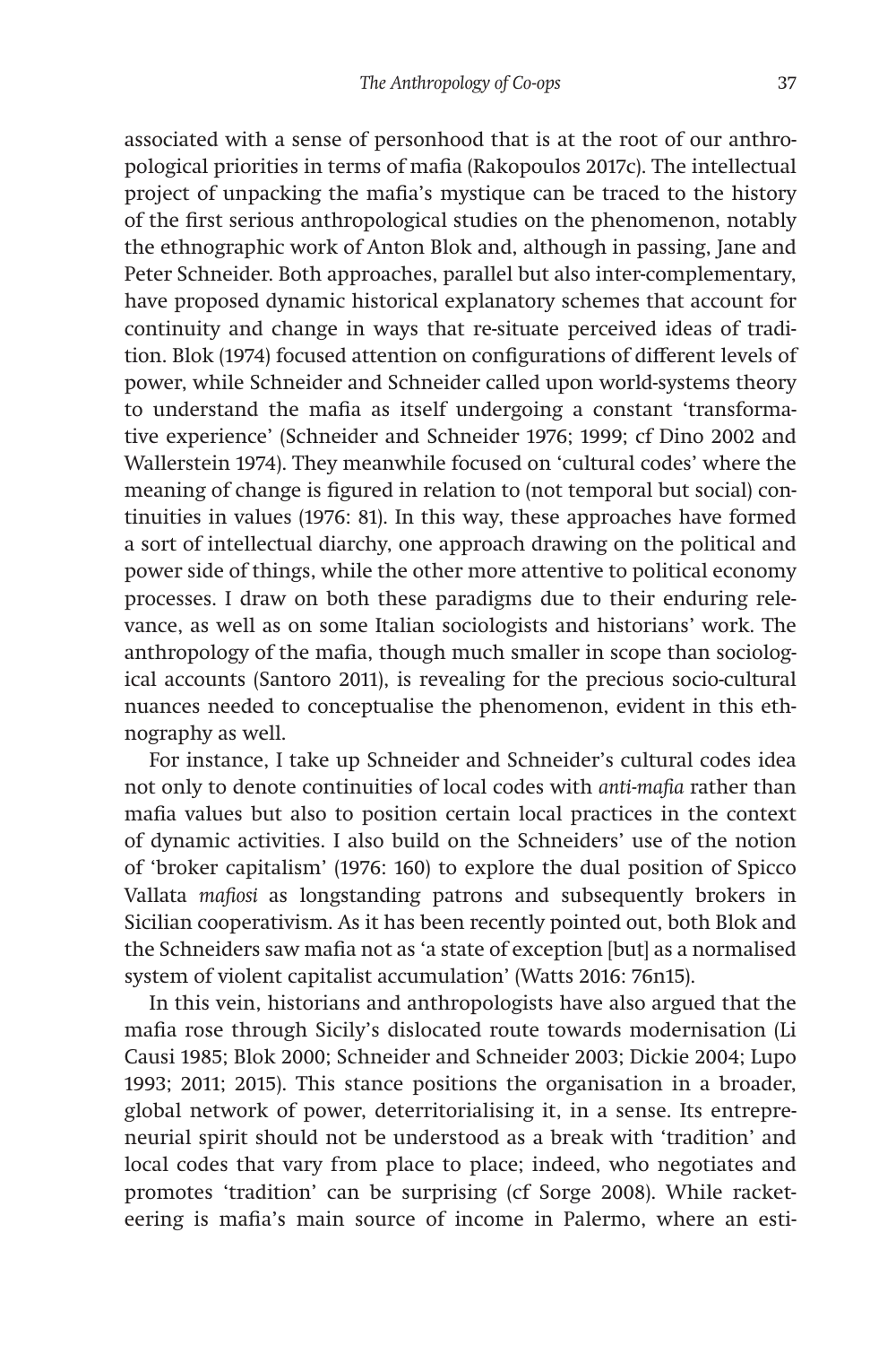associated with a sense of personhood that is at the root of our anthropological priorities in terms of mafia (Rakopoulos 2017c). The intellectual project of unpacking the mafia's mystique can be traced to the history of the first serious anthropological studies on the phenomenon, notably the ethnographic work of Anton Blok and, although in passing, Jane and Peter Schneider. Both approaches, parallel but also inter-complementary, have proposed dynamic historical explanatory schemes that account for continuity and change in ways that re-situate perceived ideas of tradition. Blok (1974) focused attention on configurations of different levels of power, while Schneider and Schneider called upon world-systems theory to understand the mafia as itself undergoing a constant 'transformative experience' (Schneider and Schneider 1976; 1999; cf Dino 2002 and Wallerstein 1974). They meanwhile focused on 'cultural codes' where the meaning of change is figured in relation to (not temporal but social) continuities in values (1976: 81). In this way, these approaches have formed a sort of intellectual diarchy, one approach drawing on the political and power side of things, while the other more attentive to political economy processes. I draw on both these paradigms due to their enduring relevance, as well as on some Italian sociologists and historians' work. The anthropology of the mafia, though much smaller in scope than sociological accounts (Santoro 2011), is revealing for the precious socio-cultural nuances needed to conceptualise the phenomenon, evident in this ethnography as well.

For instance, I take up Schneider and Schneider's cultural codes idea not only to denote continuities of local codes with *anti-mafia* rather than mafia values but also to position certain local practices in the context of dynamic activities. I also build on the Schneiders' use of the notion of 'broker capitalism' (1976: 160) to explore the dual position of Spicco Vallata *mafiosi* as longstanding patrons and subsequently brokers in Sicilian cooperativism. As it has been recently pointed out, both Blok and the Schneiders saw mafia not as 'a state of exception [but] as a normalised system of violent capitalist accumulation' (Watts 2016: 76n15).

In this vein, historians and anthropologists have also argued that the mafia rose through Sicily's dislocated route towards modernisation (Li Causi 1985; Blok 2000; Schneider and Schneider 2003; Dickie 2004; Lupo 1993; 2011; 2015). This stance positions the organisation in a broader, global network of power, deterritorialising it, in a sense. Its entrepreneurial spirit should not be understood as a break with 'tradition' and local codes that vary from place to place; indeed, who negotiates and promotes 'tradition' can be surprising (cf Sorge 2008). While racketeering is mafia's main source of income in Palermo, where an esti-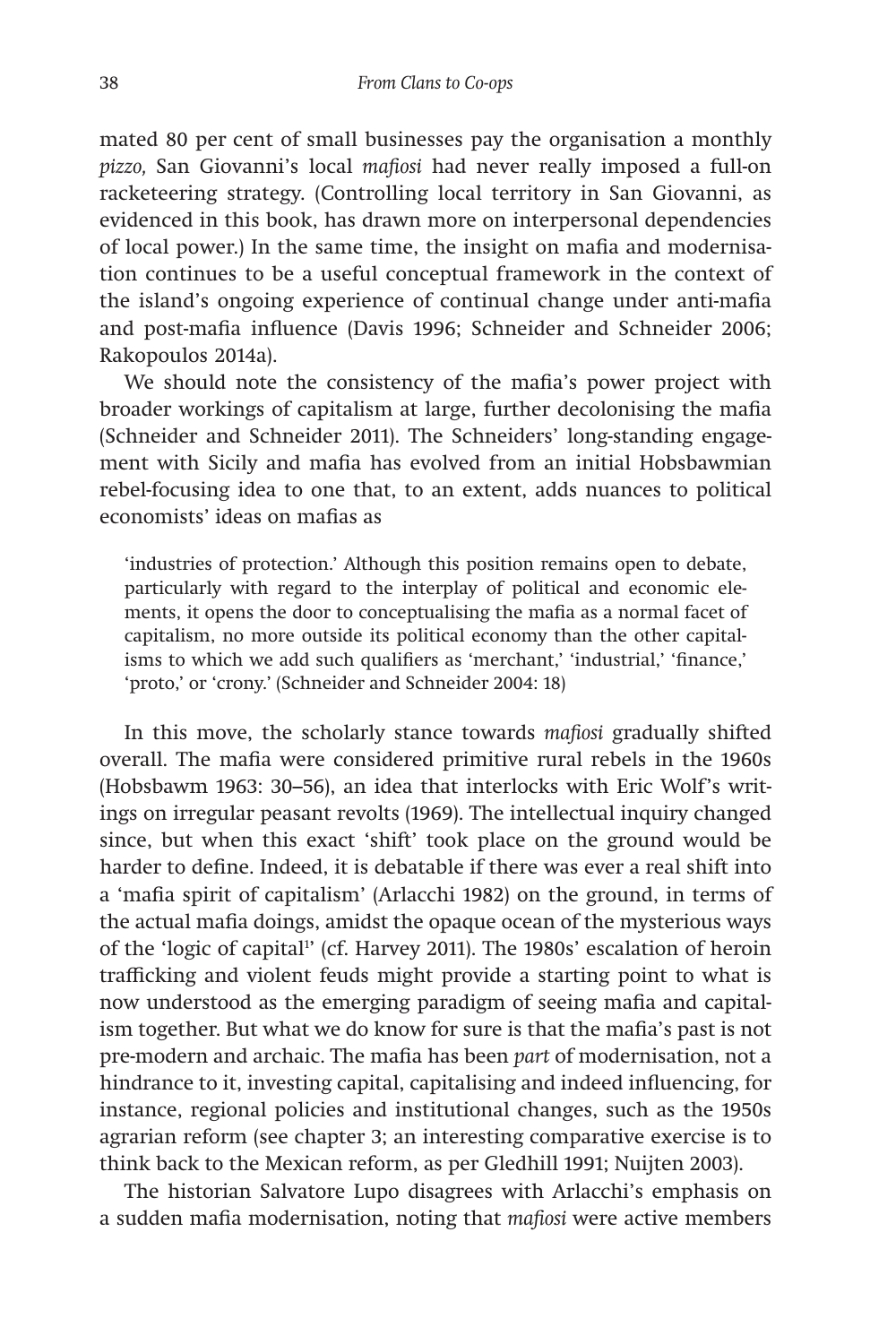mated 80 per cent of small businesses pay the organisation a monthly *pizzo,* San Giovanni's local *mafiosi* had never really imposed a full-on racketeering strategy. (Controlling local territory in San Giovanni, as evidenced in this book, has drawn more on interpersonal dependencies of local power.) In the same time, the insight on mafia and modernisation continues to be a useful conceptual framework in the context of the island's ongoing experience of continual change under anti-mafia and post-mafia influence (Davis 1996; Schneider and Schneider 2006; Rakopoulos 2014a).

We should note the consistency of the mafia's power project with broader workings of capitalism at large, further decolonising the mafia (Schneider and Schneider 2011). The Schneiders' long-standing engagement with Sicily and mafia has evolved from an initial Hobsbawmian rebel-focusing idea to one that, to an extent, adds nuances to political economists' ideas on mafias as

> 'industries of protection.' Although this position remains open to debate, particularly with regard to the interplay of political and economic elements, it opens the door to conceptualising the mafia as a normal facet of capitalism, no more outside its political economy than the other capitalisms to which we add such qualifiers as 'merchant,' 'industrial,' 'finance,' 'proto,' or 'crony.' (Schneider and Schneider 2004: 18)

In this move, the scholarly stance towards *mafiosi* gradually shifted overall. The mafia were considered primitive rural rebels in the 1960s (Hobsbawm 1963: 30–56), an idea that interlocks with Eric Wolf's writings on irregular peasant revolts (1969). The intellectual inquiry changed since, but when this exact 'shift' took place on the ground would be harder to define. Indeed, it is debatable if there was ever a real shift into a 'mafia spirit of capitalism' (Arlacchi 1982) on the ground, in terms of the actual mafia doings, amidst the opaque ocean of the mysterious ways of the 'logic of capital[1]' (cf. Harvey 2011). The 1980s' escalation of heroin trafficking and violent feuds might provide a starting point to what is now understood as the emerging paradigm of seeing mafia and capitalism together. But what we do know for sure is that the mafia's past is not pre-modern and archaic. The mafia has been *part* of modernisation, not a hindrance to it, investing capital, capitalising and indeed influencing, for instance, regional policies and institutional changes, such as the 1950s agrarian reform (see chapter 3; an interesting comparative exercise is to think back to the Mexican reform, as per Gledhill 1991; Nuijten 2003).

The historian Salvatore Lupo disagrees with Arlacchi's emphasis on a sudden mafia modernisation, noting that *mafiosi* were active members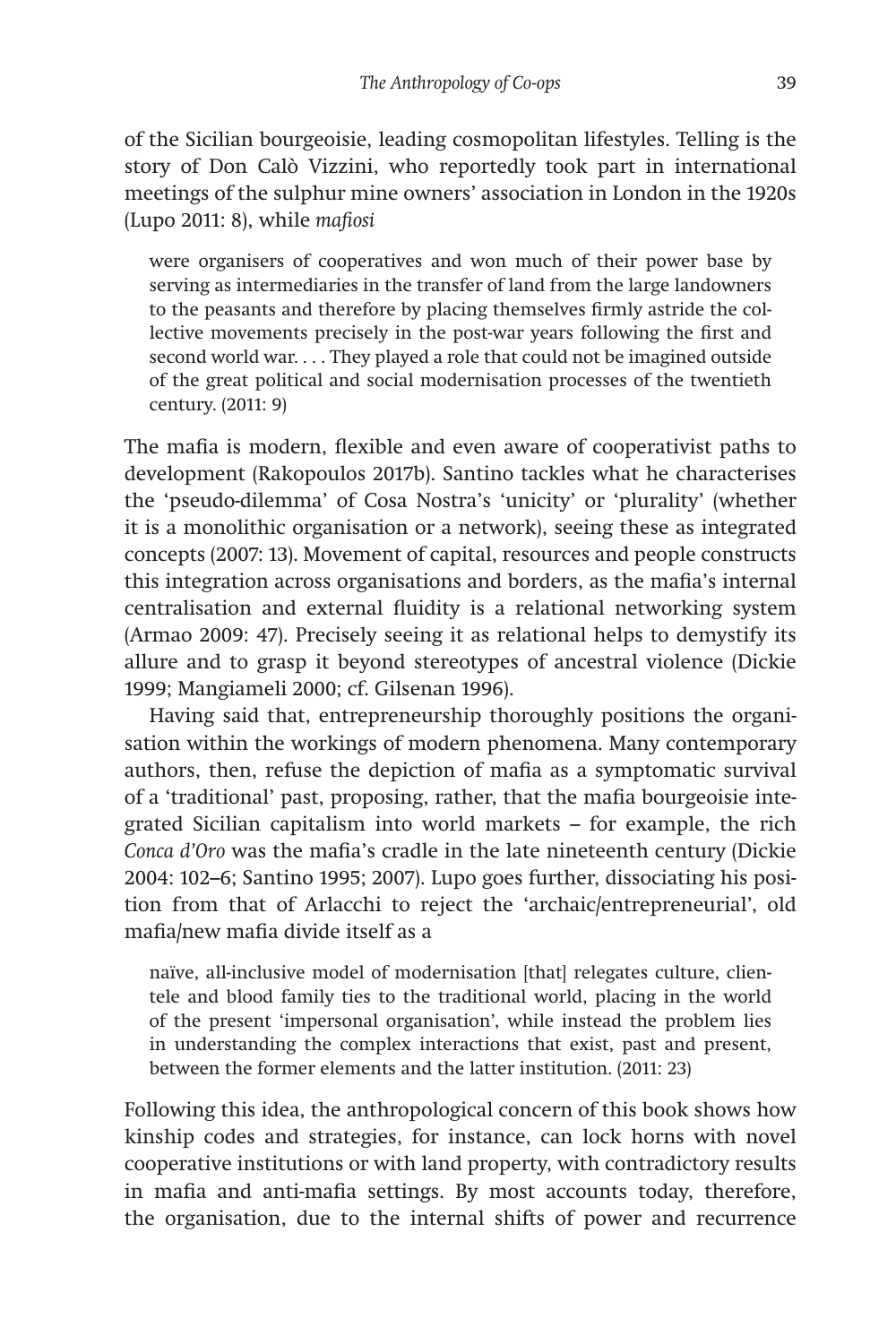of the Sicilian bourgeoisie, leading cosmopolitan lifestyles. Telling is the story of Don Calò Vizzini, who reportedly took part in international meetings of the sulphur mine owners' association in London in the 1920s (Lupo 2011: 8), while *mafiosi*

> were organisers of cooperatives and won much of their power base by serving as intermediaries in the transfer of land from the large landowners to the peasants and therefore by placing themselves firmly astride the collective movements precisely in the post-war years following the first and second world war. . . . They played a role that could not be imagined outside of the great political and social modernisation processes of the twentieth century. (2011: 9)

The mafia is modern, flexible and even aware of cooperativist paths to development (Rakopoulos 2017b). Santino tackles what he characterises the 'pseudo-dilemma' of Cosa Nostra's 'unicity' or 'plurality' (whether it is a monolithic organisation or a network), seeing these as integrated concepts (2007: 13). Movement of capital, resources and people constructs this integration across organisations and borders, as the mafia's internal centralisation and external fluidity is a relational networking system (Armao 2009: 47). Precisely seeing it as relational helps to demystify its allure and to grasp it beyond stereotypes of ancestral violence (Dickie 1999; Mangiameli 2000; cf. Gilsenan 1996).

Having said that, entrepreneurship thoroughly positions the organisation within the workings of modern phenomena. Many contemporary authors, then, refuse the depiction of mafia as a symptomatic survival of a 'traditional' past, proposing, rather, that the mafia bourgeoisie integrated Sicilian capitalism into world markets – for example, the rich *Conca d'Oro* was the mafia's cradle in the late nineteenth century (Dickie 2004: 102–6; Santino 1995; 2007). Lupo goes further, dissociating his position from that of Arlacchi to reject the 'archaic/entrepreneurial', old mafia/new mafia divide itself as a

> naïve, all-inclusive model of modernisation [that] relegates culture, clientele and blood family ties to the traditional world, placing in the world of the present 'impersonal organisation', while instead the problem lies in understanding the complex interactions that exist, past and present, between the former elements and the latter institution. (2011: 23)

Following this idea, the anthropological concern of this book shows how kinship codes and strategies, for instance, can lock horns with novel cooperative institutions or with land property, with contradictory results in mafia and anti-mafia settings. By most accounts today, therefore, the organisation, due to the internal shifts of power and recurrence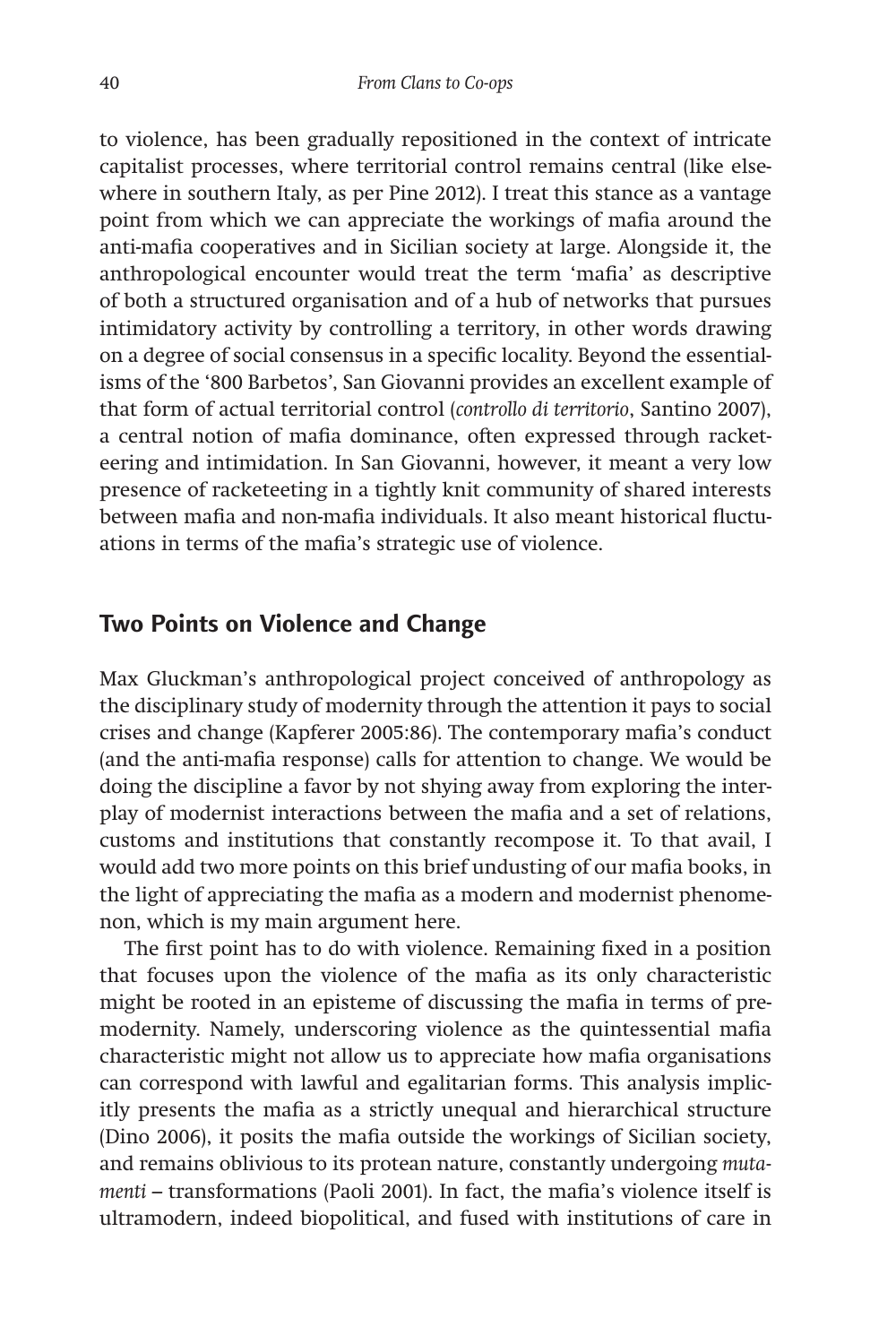to violence, has been gradually repositioned in the context of intricate capitalist processes, where territorial control remains central (like elsewhere in southern Italy, as per Pine 2012). I treat this stance as a vantage point from which we can appreciate the workings of mafia around the anti-mafia cooperatives and in Sicilian society at large. Alongside it, the anthropological encounter would treat the term 'mafia' as descriptive of both a structured organisation and of a hub of networks that pursues intimidatory activity by controlling a territory, in other words drawing on a degree of social consensus in a specific locality. Beyond the essentialisms of the '800 Barbetos', San Giovanni provides an excellent example of that form of actual territorial control (*controllo di territorio*, Santino 2007), a central notion of mafia dominance, often expressed through racketeering and intimidation. In San Giovanni, however, it meant a very low presence of racketeeting in a tightly knit community of shared interests between mafia and non-mafia individuals. It also meant historical fluctuations in terms of the mafia's strategic use of violence.

## Two Points on Violence and Change

Max Gluckman's anthropological project conceived of anthropology as the disciplinary study of modernity through the attention it pays to social crises and change (Kapferer 2005:86). The contemporary mafia's conduct (and the anti-mafia response) calls for attention to change. We would be doing the discipline a favor by not shying away from exploring the interplay of modernist interactions between the mafia and a set of relations, customs and institutions that constantly recompose it. To that avail, I would add two more points on this brief undusting of our mafia books, in the light of appreciating the mafia as a modern and modernist phenomenon, which is my main argument here.

The first point has to do with violence. Remaining fixed in a position that focuses upon the violence of the mafia as its only characteristic might be rooted in an episteme of discussing the mafia in terms of premodernity. Namely, underscoring violence as the quintessential mafia characteristic might not allow us to appreciate how mafia organisations can correspond with lawful and egalitarian forms. This analysis implicitly presents the mafia as a strictly unequal and hierarchical structure (Dino 2006), it posits the mafia outside the workings of Sicilian society, and remains oblivious to its protean nature, constantly undergoing *mutamenti* – transformations (Paoli 2001). In fact, the mafia's violence itself is ultramodern, indeed biopolitical, and fused with institutions of care in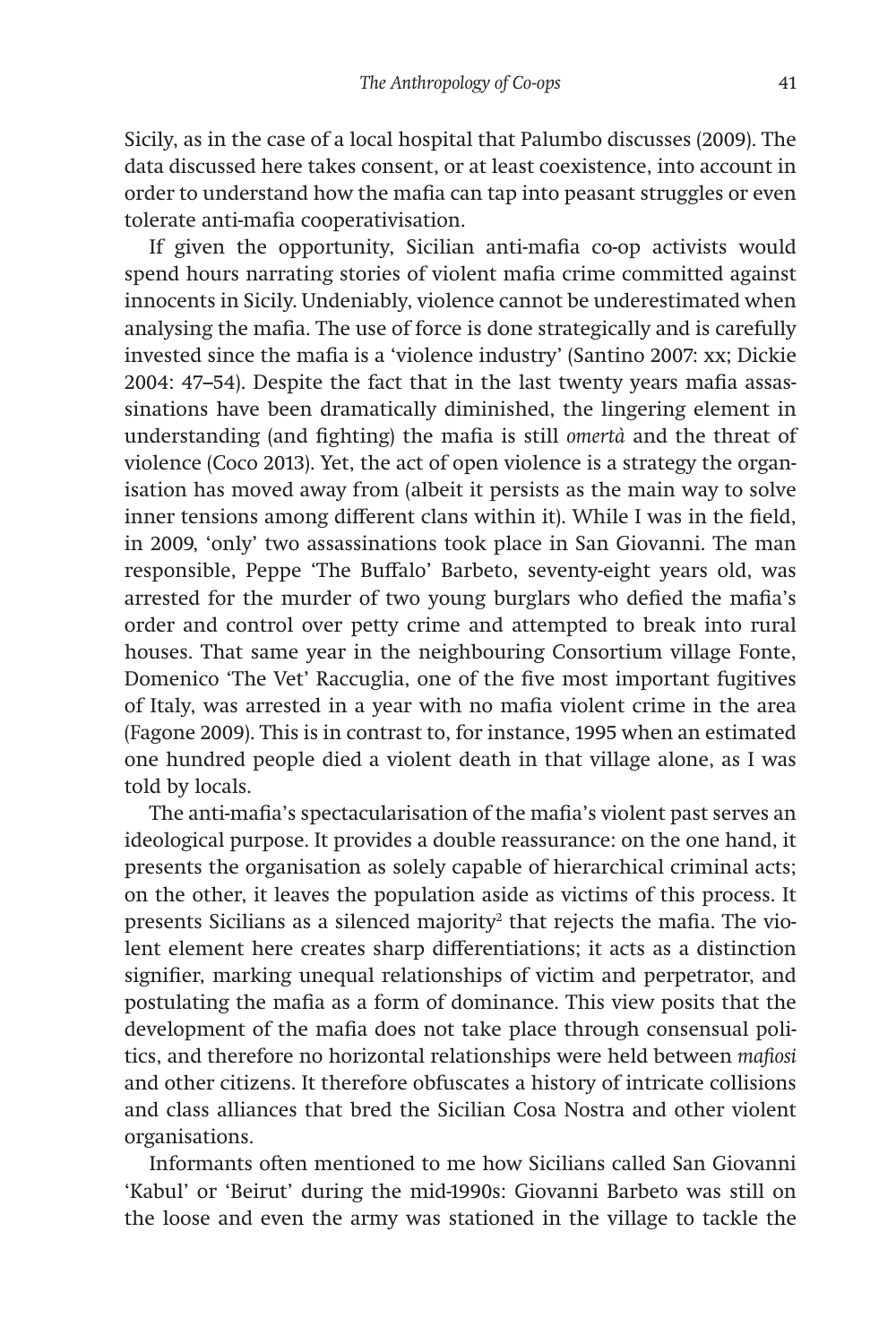Sicily, as in the case of a local hospital that Palumbo discusses (2009). The data discussed here takes consent, or at least coexistence, into account in order to understand how the mafia can tap into peasant struggles or even tolerate anti-mafia cooperativisation.

If given the opportunity, Sicilian anti-mafia co-op activists would spend hours narrating stories of violent mafia crime committed against innocents in Sicily. Undeniably, violence cannot be underestimated when analysing the mafia. The use of force is done strategically and is carefully invested since the mafia is a 'violence industry' (Santino 2007: xx; Dickie 2004: 47–54). Despite the fact that in the last twenty years mafia assassinations have been dramatically diminished, the lingering element in understanding (and fighting) the mafia is still *omertà* and the threat of violence (Coco 2013). Yet, the act of open violence is a strategy the organisation has moved away from (albeit it persists as the main way to solve inner tensions among different clans within it). While I was in the field, in 2009, 'only' two assassinations took place in San Giovanni. The man responsible, Peppe 'The Buffalo' Barbeto, seventy-eight years old, was arrested for the murder of two young burglars who defied the mafia's order and control over petty crime and attempted to break into rural houses. That same year in the neighbouring Consortium village Fonte, Domenico 'The Vet' Raccuglia, one of the five most important fugitives of Italy, was arrested in a year with no mafia violent crime in the area (Fagone 2009). This is in contrast to, for instance, 1995 when an estimated one hundred people died a violent death in that village alone, as I was told by locals.

The anti-mafia's spectacularisation of the mafia's violent past serves an ideological purpose. It provides a double reassurance: on the one hand, it presents the organisation as solely capable of hierarchical criminal acts; on the other, it leaves the population aside as victims of this process. It presents Sicilians as a silenced majority[2] that rejects the mafia. The violent element here creates sharp differentiations; it acts as a distinction signifier, marking unequal relationships of victim and perpetrator, and postulating the mafia as a form of dominance. This view posits that the development of the mafia does not take place through consensual politics, and therefore no horizontal relationships were held between *mafiosi* and other citizens. It therefore obfuscates a history of intricate collisions and class alliances that bred the Sicilian Cosa Nostra and other violent organisations.

Informants often mentioned to me how Sicilians called San Giovanni 'Kabul' or 'Beirut' during the mid-1990s: Giovanni Barbeto was still on the loose and even the army was stationed in the village to tackle the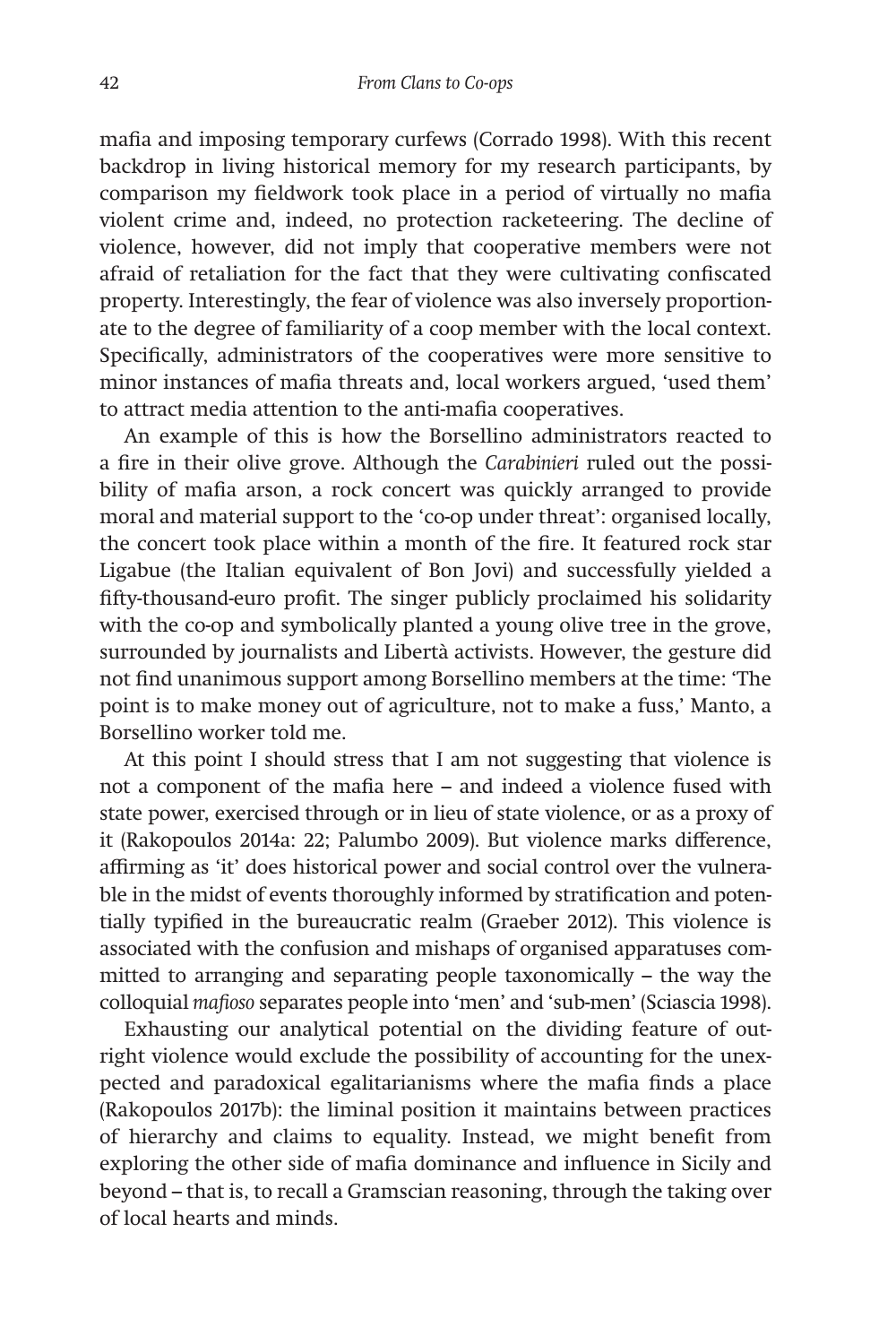mafia and imposing temporary curfews (Corrado 1998). With this recent backdrop in living historical memory for my research participants, by comparison my fieldwork took place in a period of virtually no mafia violent crime and, indeed, no protection racketeering. The decline of violence, however, did not imply that cooperative members were not afraid of retaliation for the fact that they were cultivating confiscated property. Interestingly, the fear of violence was also inversely proportionate to the degree of familiarity of a coop member with the local context. Specifically, administrators of the cooperatives were more sensitive to minor instances of mafia threats and, local workers argued, 'used them' to attract media attention to the anti-mafia cooperatives.

An example of this is how the Borsellino administrators reacted to a fire in their olive grove. Although the *Carabinieri* ruled out the possibility of mafia arson, a rock concert was quickly arranged to provide moral and material support to the 'co-op under threat': organised locally, the concert took place within a month of the fire. It featured rock star Ligabue (the Italian equivalent of Bon Jovi) and successfully yielded a fifty-thousand-euro profit. The singer publicly proclaimed his solidarity with the co-op and symbolically planted a young olive tree in the grove, surrounded by journalists and Libertà activists. However, the gesture did not find unanimous support among Borsellino members at the time: 'The point is to make money out of agriculture, not to make a fuss,' Manto, a Borsellino worker told me.

At this point I should stress that I am not suggesting that violence is not a component of the mafia here – and indeed a violence fused with state power, exercised through or in lieu of state violence, or as a proxy of it (Rakopoulos 2014a: 22; Palumbo 2009). But violence marks difference, affirming as 'it' does historical power and social control over the vulnerable in the midst of events thoroughly informed by stratification and potentially typified in the bureaucratic realm (Graeber 2012). This violence is associated with the confusion and mishaps of organised apparatuses committed to arranging and separating people taxonomically – the way the colloquial *mafioso* separates people into 'men' and 'sub-men' (Sciascia 1998).

Exhausting our analytical potential on the dividing feature of outright violence would exclude the possibility of accounting for the unexpected and paradoxical egalitarianisms where the mafia finds a place (Rakopoulos 2017b): the liminal position it maintains between practices of hierarchy and claims to equality. Instead, we might benefit from exploring the other side of mafia dominance and influence in Sicily and beyond – that is, to recall a Gramscian reasoning, through the taking over of local hearts and minds.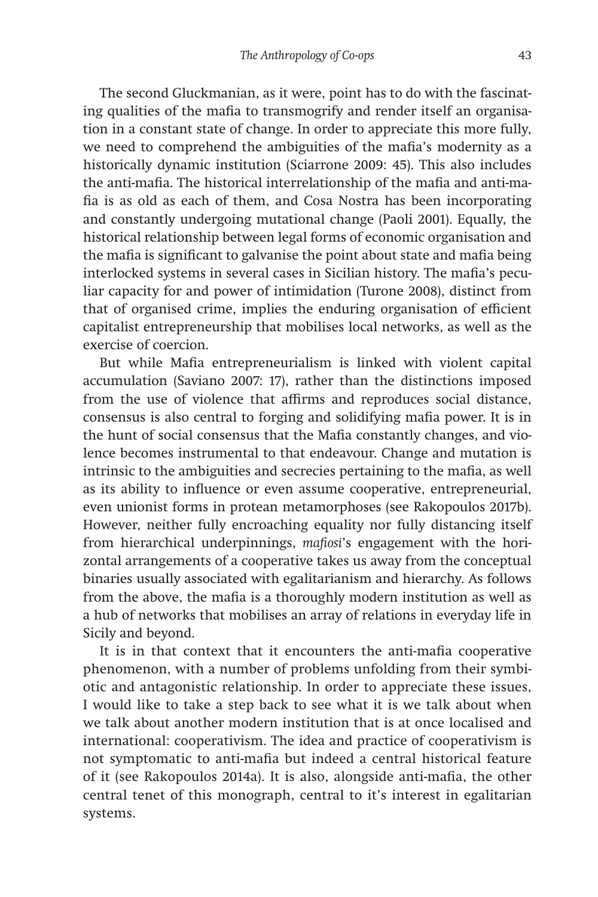The second Gluckmanian, as it were, point has to do with the fascinating qualities of the mafia to transmogrify and render itself an organisation in a constant state of change. In order to appreciate this more fully, we need to comprehend the ambiguities of the mafia's modernity as a historically dynamic institution (Sciarrone 2009: 45). This also includes the anti-mafia. The historical interrelationship of the mafia and anti-mafia is as old as each of them, and Cosa Nostra has been incorporating and constantly undergoing mutational change (Paoli 2001). Equally, the historical relationship between legal forms of economic organisation and the mafia is significant to galvanise the point about state and mafia being interlocked systems in several cases in Sicilian history. The mafia's peculiar capacity for and power of intimidation (Turone 2008), distinct from that of organised crime, implies the enduring organisation of efficient capitalist entrepreneurship that mobilises local networks, as well as the exercise of coercion.

But while Mafia entrepreneurialism is linked with violent capital accumulation (Saviano 2007: 17), rather than the distinctions imposed from the use of violence that affirms and reproduces social distance, consensus is also central to forging and solidifying mafia power. It is in the hunt of social consensus that the Mafia constantly changes, and violence becomes instrumental to that endeavour. Change and mutation is intrinsic to the ambiguities and secrecies pertaining to the mafia, as well as its ability to influence or even assume cooperative, entrepreneurial, even unionist forms in protean metamorphoses (see Rakopoulos 2017b). However, neither fully encroaching equality nor fully distancing itself from hierarchical underpinnings, *mafiosi*'s engagement with the horizontal arrangements of a cooperative takes us away from the conceptual binaries usually associated with egalitarianism and hierarchy. As follows from the above, the mafia is a thoroughly modern institution as well as a hub of networks that mobilises an array of relations in everyday life in Sicily and beyond.

It is in that context that it encounters the anti-mafia cooperative phenomenon, with a number of problems unfolding from their symbiotic and antagonistic relationship. In order to appreciate these issues, I would like to take a step back to see what it is we talk about when we talk about another modern institution that is at once localised and international: cooperativism. The idea and practice of cooperativism is not symptomatic to anti-mafia but indeed a central historical feature of it (see Rakopoulos 2014a). It is also, alongside anti-mafia, the other central tenet of this monograph, central to it's interest in egalitarian systems.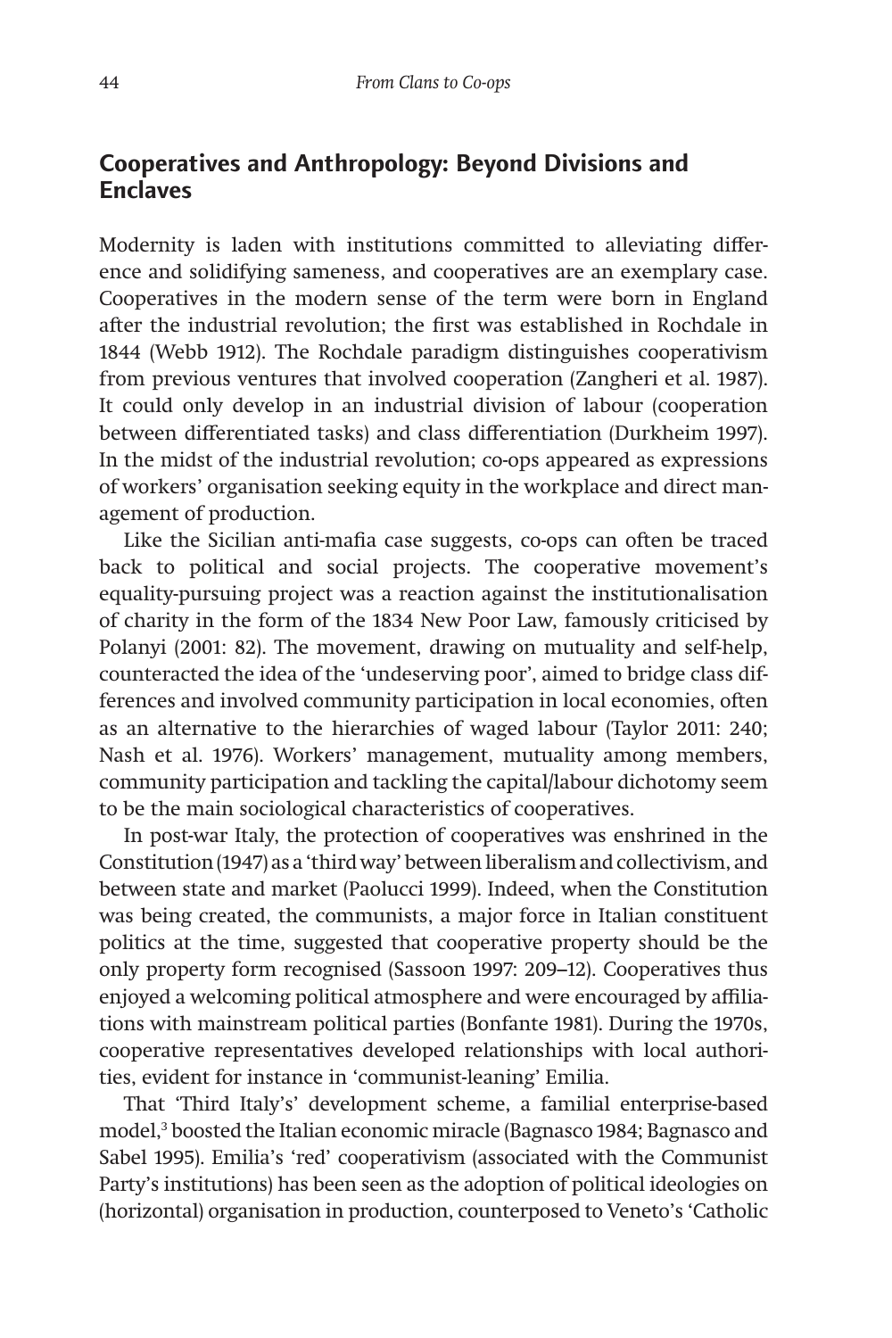## Cooperatives and Anthropology: Beyond Divisions and Enclaves

Modernity is laden with institutions committed to alleviating difference and solidifying sameness, and cooperatives are an exemplary case. Cooperatives in the modern sense of the term were born in England after the industrial revolution; the first was established in Rochdale in 1844 (Webb 1912). The Rochdale paradigm distinguishes cooperativism from previous ventures that involved cooperation (Zangheri et al. 1987). It could only develop in an industrial division of labour (cooperation between differentiated tasks) and class differentiation (Durkheim 1997). In the midst of the industrial revolution; co-ops appeared as expressions of workers' organisation seeking equity in the workplace and direct management of production.

Like the Sicilian anti-mafia case suggests, co-ops can often be traced back to political and social projects. The cooperative movement's equality-pursuing project was a reaction against the institutionalisation of charity in the form of the 1834 New Poor Law, famously criticised by Polanyi (2001: 82). The movement, drawing on mutuality and self-help, counteracted the idea of the 'undeserving poor', aimed to bridge class differences and involved community participation in local economies, often as an alternative to the hierarchies of waged labour (Taylor 2011: 240; Nash et al. 1976). Workers' management, mutuality among members, community participation and tackling the capital/labour dichotomy seem to be the main sociological characteristics of cooperatives.

In post-war Italy, the protection of cooperatives was enshrined in the Constitution (1947) as a 'third way' between liberalism and collectivism, and between state and market (Paolucci 1999). Indeed, when the Constitution was being created, the communists, a major force in Italian constituent politics at the time, suggested that cooperative property should be the only property form recognised (Sassoon 1997: 209–12). Cooperatives thus enjoyed a welcoming political atmosphere and were encouraged by affiliations with mainstream political parties (Bonfante 1981). During the 1970s, cooperative representatives developed relationships with local authorities, evident for instance in 'communist-leaning' Emilia.

That 'Third Italy's' development scheme, a familial enterprise-based model,[3] boosted the Italian economic miracle (Bagnasco 1984; Bagnasco and Sabel 1995). Emilia's 'red' cooperativism (associated with the Communist Party's institutions) has been seen as the adoption of political ideologies on (horizontal) organisation in production, counterposed to Veneto's 'Catholic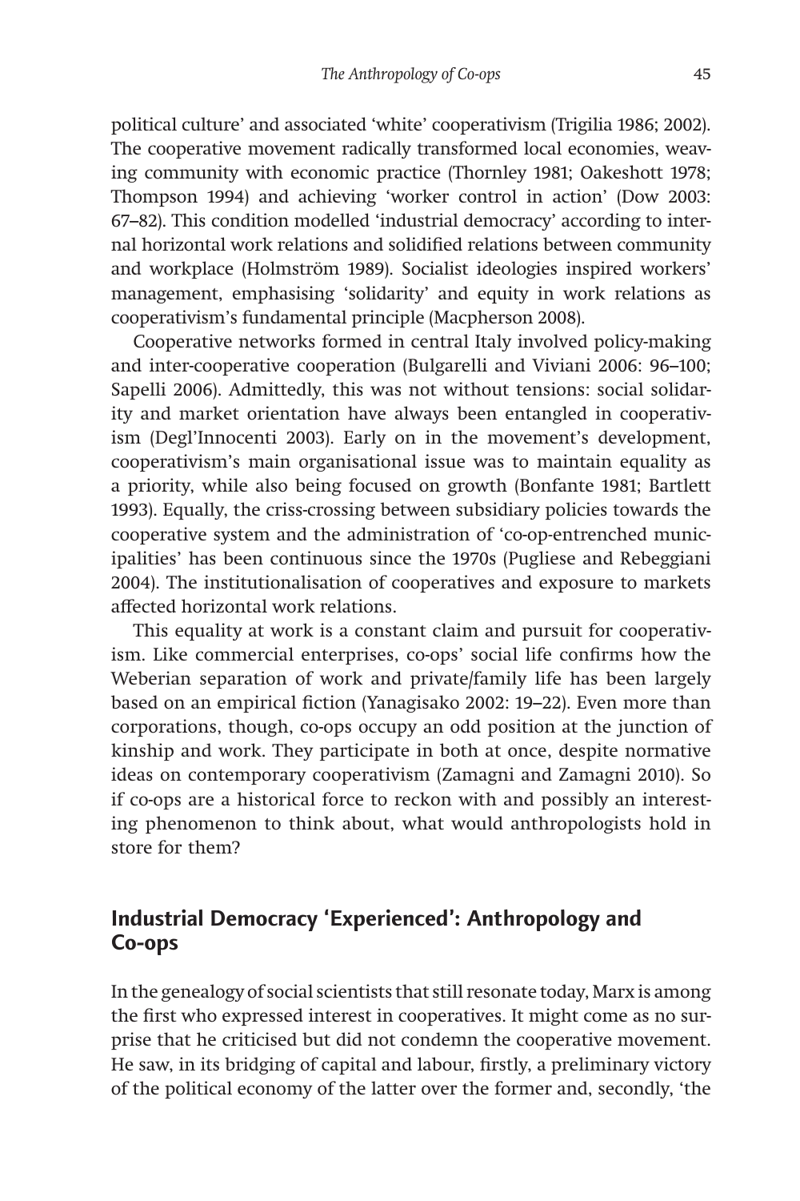political culture' and associated 'white' cooperativism (Trigilia 1986; 2002). The cooperative movement radically transformed local economies, weaving community with economic practice (Thornley 1981; Oakeshott 1978; Thompson 1994) and achieving 'worker control in action' (Dow 2003: 67–82). This condition modelled 'industrial democracy' according to internal horizontal work relations and solidified relations between community and workplace (Holmström 1989). Socialist ideologies inspired workers' management, emphasising 'solidarity' and equity in work relations as cooperativism's fundamental principle (Macpherson 2008).

Cooperative networks formed in central Italy involved policy-making and inter-cooperative cooperation (Bulgarelli and Viviani 2006: 96–100; Sapelli 2006). Admittedly, this was not without tensions: social solidarity and market orientation have always been entangled in cooperativism (Degl'Innocenti 2003). Early on in the movement's development, cooperativism's main organisational issue was to maintain equality as a priority, while also being focused on growth (Bonfante 1981; Bartlett 1993). Equally, the criss-crossing between subsidiary policies towards the cooperative system and the administration of 'co-op-entrenched municipalities' has been continuous since the 1970s (Pugliese and Rebeggiani 2004). The institutionalisation of cooperatives and exposure to markets affected horizontal work relations.

This equality at work is a constant claim and pursuit for cooperativism. Like commercial enterprises, co-ops' social life confirms how the Weberian separation of work and private/family life has been largely based on an empirical fiction (Yanagisako 2002: 19–22). Even more than corporations, though, co-ops occupy an odd position at the junction of kinship and work. They participate in both at once, despite normative ideas on contemporary cooperativism (Zamagni and Zamagni 2010). So if co-ops are a historical force to reckon with and possibly an interesting phenomenon to think about, what would anthropologists hold in store for them?

## Industrial Democracy 'Experienced': Anthropology and Co-ops

In the genealogy of social scientists that still resonate today, Marx is among the first who expressed interest in cooperatives. It might come as no surprise that he criticised but did not condemn the cooperative movement. He saw, in its bridging of capital and labour, firstly, a preliminary victory of the political economy of the latter over the former and, secondly, 'the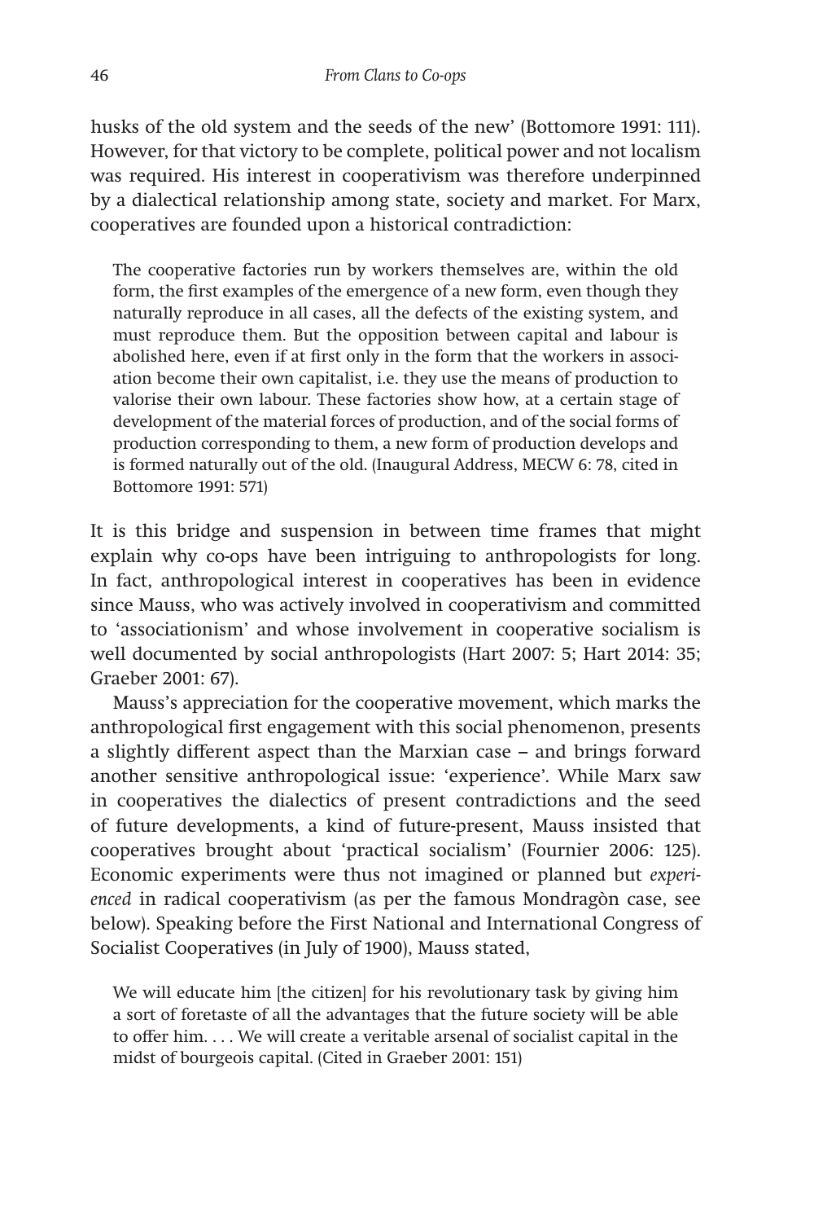husks of the old system and the seeds of the new' (Bottomore 1991: 111). However, for that victory to be complete, political power and not localism was required. His interest in cooperativism was therefore underpinned by a dialectical relationship among state, society and market. For Marx, cooperatives are founded upon a historical contradiction:

> The cooperative factories run by workers themselves are, within the old form, the first examples of the emergence of a new form, even though they naturally reproduce in all cases, all the defects of the existing system, and must reproduce them. But the opposition between capital and labour is abolished here, even if at first only in the form that the workers in association become their own capitalist, i.e. they use the means of production to valorise their own labour. These factories show how, at a certain stage of development of the material forces of production, and of the social forms of production corresponding to them, a new form of production develops and is formed naturally out of the old. (Inaugural Address, MECW 6: 78, cited in Bottomore 1991: 571)

It is this bridge and suspension in between time frames that might explain why co-ops have been intriguing to anthropologists for long. In fact, anthropological interest in cooperatives has been in evidence since Mauss, who was actively involved in cooperativism and committed to 'associationism' and whose involvement in cooperative socialism is well documented by social anthropologists (Hart 2007: 5; Hart 2014: 35; Graeber 2001: 67).

Mauss's appreciation for the cooperative movement, which marks the anthropological first engagement with this social phenomenon, presents a slightly different aspect than the Marxian case – and brings forward another sensitive anthropological issue: 'experience'. While Marx saw in cooperatives the dialectics of present contradictions and the seed of future developments, a kind of future-present, Mauss insisted that cooperatives brought about 'practical socialism' (Fournier 2006: 125). Economic experiments were thus not imagined or planned but *experienced* in radical cooperativism (as per the famous Mondragòn case, see below). Speaking before the First National and International Congress of Socialist Cooperatives (in July of 1900), Mauss stated,

> We will educate him [the citizen] for his revolutionary task by giving him a sort of foretaste of all the advantages that the future society will be able to offer him. . . . We will create a veritable arsenal of socialist capital in the midst of bourgeois capital. (Cited in Graeber 2001: 151)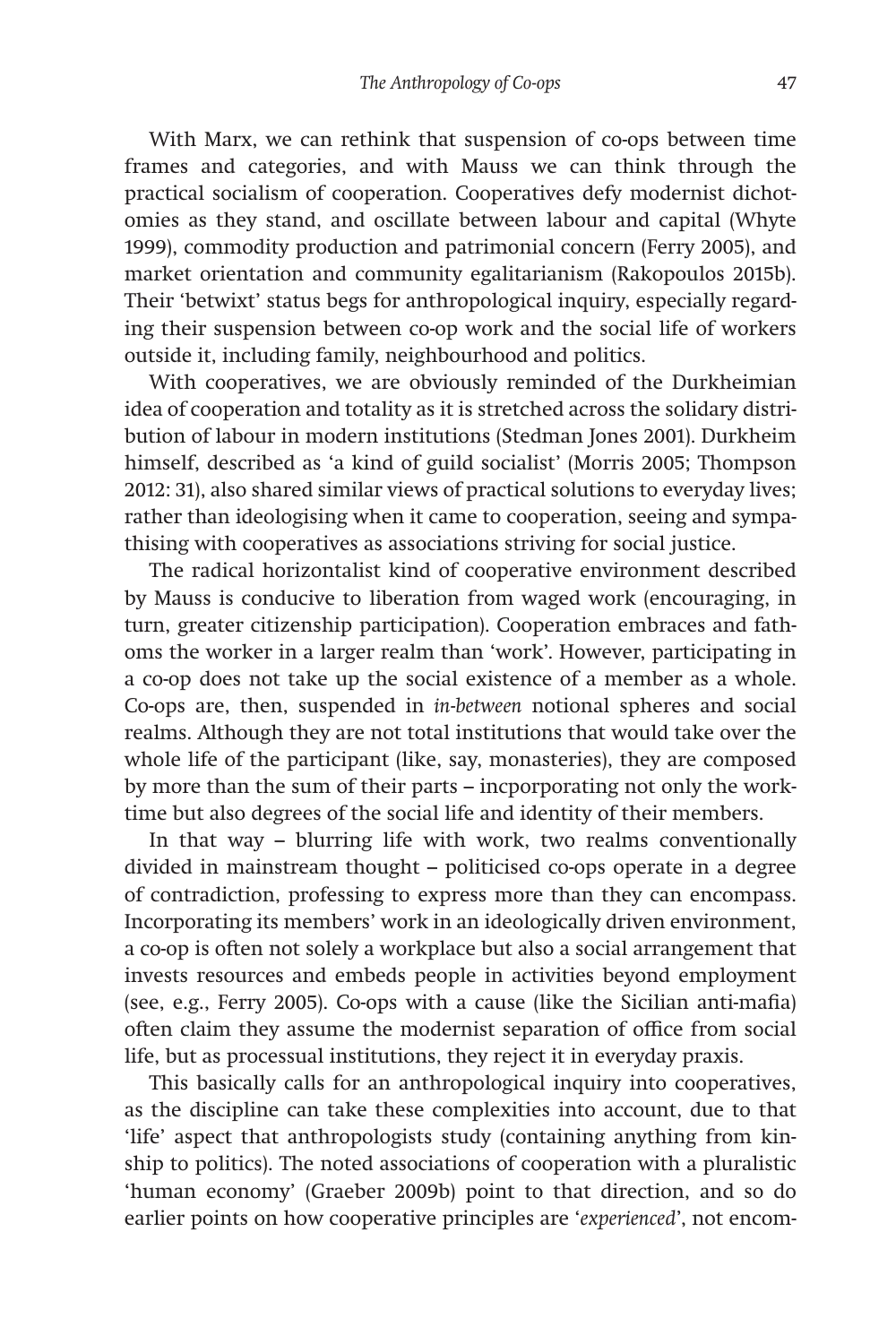With Marx, we can rethink that suspension of co-ops between time frames and categories, and with Mauss we can think through the practical socialism of cooperation. Cooperatives defy modernist dichotomies as they stand, and oscillate between labour and capital (Whyte 1999), commodity production and patrimonial concern (Ferry 2005), and market orientation and community egalitarianism (Rakopoulos 2015b). Their 'betwixt' status begs for anthropological inquiry, especially regarding their suspension between co-op work and the social life of workers outside it, including family, neighbourhood and politics.

With cooperatives, we are obviously reminded of the Durkheimian idea of cooperation and totality as it is stretched across the solidary distribution of labour in modern institutions (Stedman Jones 2001). Durkheim himself, described as 'a kind of guild socialist' (Morris 2005; Thompson 2012: 31), also shared similar views of practical solutions to everyday lives; rather than ideologising when it came to cooperation, seeing and sympathising with cooperatives as associations striving for social justice.

The radical horizontalist kind of cooperative environment described by Mauss is conducive to liberation from waged work (encouraging, in turn, greater citizenship participation). Cooperation embraces and fathoms the worker in a larger realm than 'work'. However, participating in a co-op does not take up the social existence of a member as a whole. Co-ops are, then, suspended in *in-between* notional spheres and social realms. Although they are not total institutions that would take over the whole life of the participant (like, say, monasteries), they are composed by more than the sum of their parts – incporporating not only the worktime but also degrees of the social life and identity of their members.

In that way – blurring life with work, two realms conventionally divided in mainstream thought – politicised co-ops operate in a degree of contradiction, professing to express more than they can encompass. Incorporating its members' work in an ideologically driven environment, a co-op is often not solely a workplace but also a social arrangement that invests resources and embeds people in activities beyond employment (see, e.g., Ferry 2005). Co-ops with a cause (like the Sicilian anti-mafia) often claim they assume the modernist separation of office from social life, but as processual institutions, they reject it in everyday praxis.

This basically calls for an anthropological inquiry into cooperatives, as the discipline can take these complexities into account, due to that 'life' aspect that anthropologists study (containing anything from kinship to politics). The noted associations of cooperation with a pluralistic 'human economy' (Graeber 2009b) point to that direction, and so do earlier points on how cooperative principles are '*experienced*', not encom-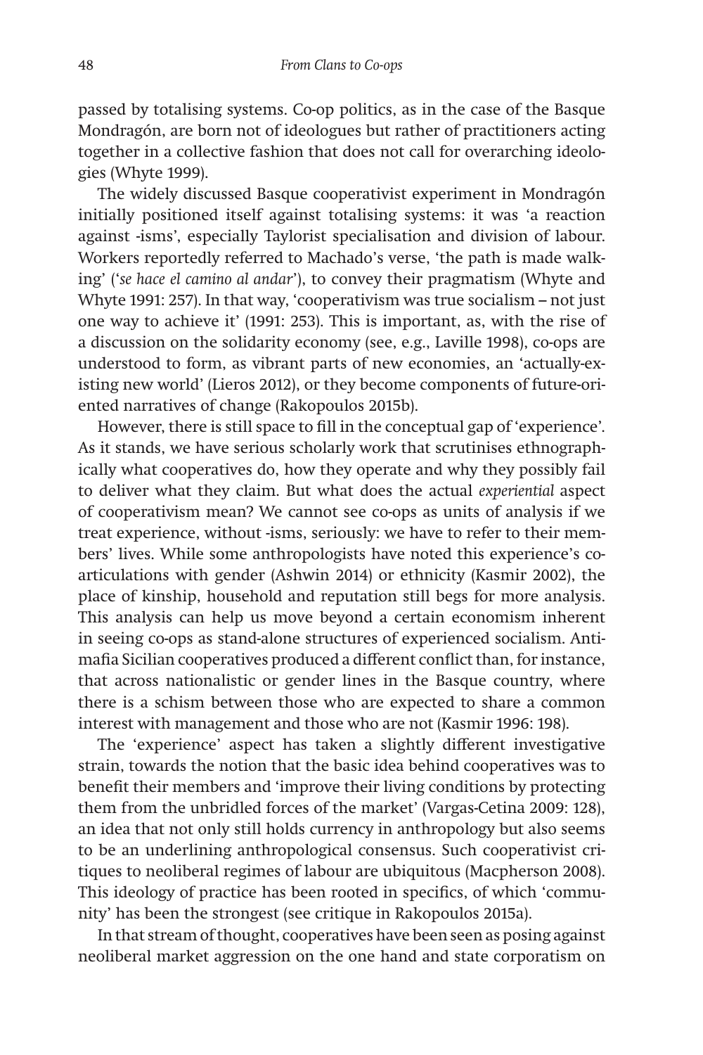passed by totalising systems. Co-op politics, as in the case of the Basque Mondragón, are born not of ideologues but rather of practitioners acting together in a collective fashion that does not call for overarching ideologies (Whyte 1999).

The widely discussed Basque cooperativist experiment in Mondragón initially positioned itself against totalising systems: it was 'a reaction against -isms', especially Taylorist specialisation and division of labour. Workers reportedly referred to Machado's verse, 'the path is made walking' ('*se hace el camino al andar*'), to convey their pragmatism (Whyte and Whyte 1991: 257). In that way, 'cooperativism was true socialism – not just one way to achieve it' (1991: 253). This is important, as, with the rise of a discussion on the solidarity economy (see, e.g., Laville 1998), co-ops are understood to form, as vibrant parts of new economies, an 'actually-existing new world' (Lieros 2012), or they become components of future-oriented narratives of change (Rakopoulos 2015b).

However, there is still space to fill in the conceptual gap of 'experience'. As it stands, we have serious scholarly work that scrutinises ethnographically what cooperatives do, how they operate and why they possibly fail to deliver what they claim. But what does the actual *experiential* aspect of cooperativism mean? We cannot see co-ops as units of analysis if we treat experience, without -isms, seriously: we have to refer to their members' lives. While some anthropologists have noted this experience's co-articulations with gender (Ashwin 2014) or ethnicity (Kasmir 2002), the place of kinship, household and reputation still begs for more analysis. This analysis can help us move beyond a certain economism inherent in seeing co-ops as stand-alone structures of experienced socialism. Antimafia Sicilian cooperatives produced a different conflict than, for instance, that across nationalistic or gender lines in the Basque country, where there is a schism between those who are expected to share a common interest with management and those who are not (Kasmir 1996: 198).

The 'experience' aspect has taken a slightly different investigative strain, towards the notion that the basic idea behind cooperatives was to benefit their members and 'improve their living conditions by protecting them from the unbridled forces of the market' (Vargas-Cetina 2009: 128), an idea that not only still holds currency in anthropology but also seems to be an underlining anthropological consensus. Such cooperativist critiques to neoliberal regimes of labour are ubiquitous (Macpherson 2008). This ideology of practice has been rooted in specifics, of which 'community' has been the strongest (see critique in Rakopoulos 2015a).

In that stream of thought, cooperatives have been seen as posing against neoliberal market aggression on the one hand and state corporatism on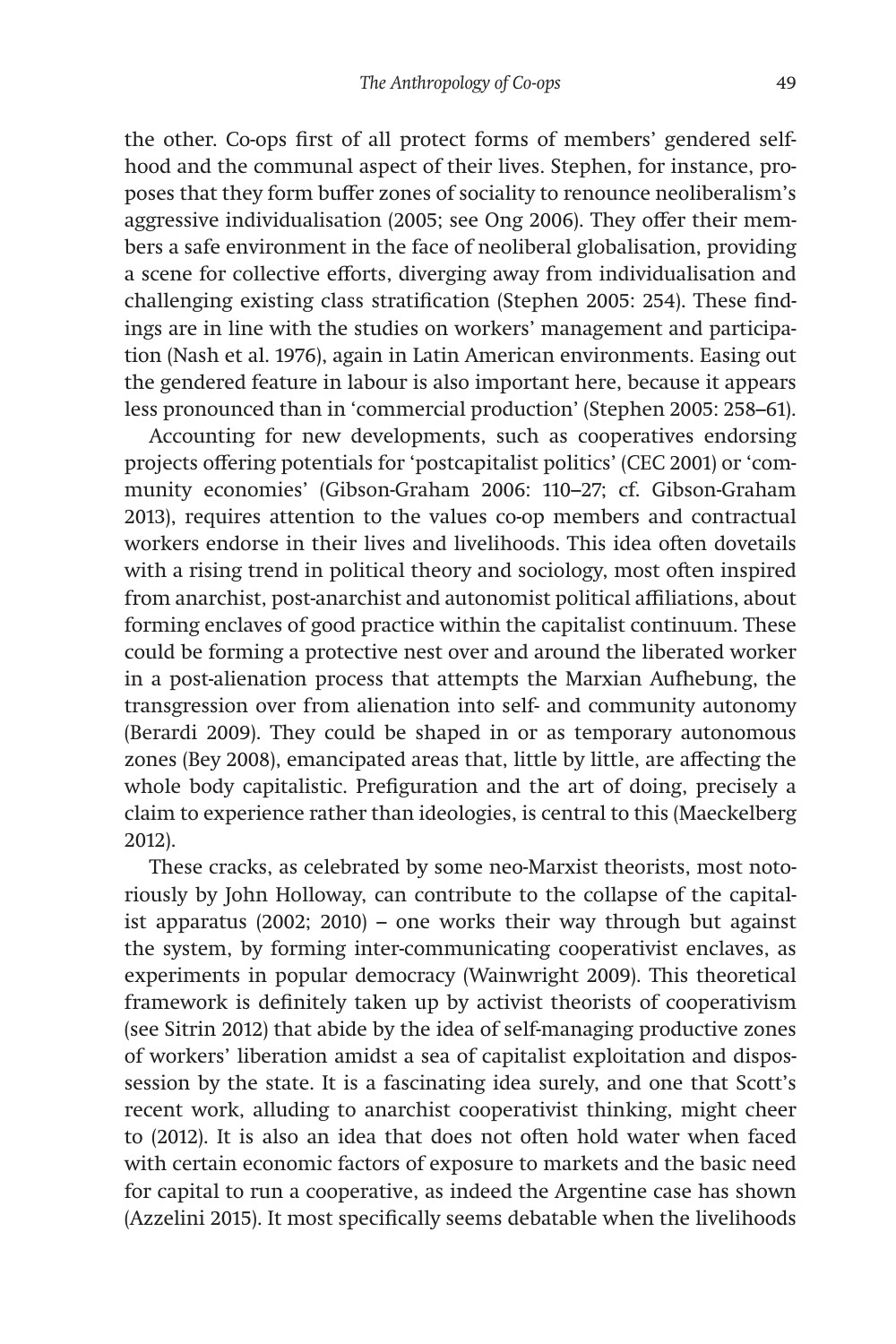the other. Co-ops first of all protect forms of members' gendered selfhood and the communal aspect of their lives. Stephen, for instance, proposes that they form buffer zones of sociality to renounce neoliberalism's aggressive individualisation (2005; see Ong 2006). They offer their members a safe environment in the face of neoliberal globalisation, providing a scene for collective efforts, diverging away from individualisation and challenging existing class stratification (Stephen 2005: 254). These findings are in line with the studies on workers' management and participation (Nash et al. 1976), again in Latin American environments. Easing out the gendered feature in labour is also important here, because it appears less pronounced than in 'commercial production' (Stephen 2005: 258–61).

Accounting for new developments, such as cooperatives endorsing projects offering potentials for 'postcapitalist politics' (CEC 2001) or 'community economies' (Gibson-Graham 2006: 110–27; cf. Gibson-Graham 2013), requires attention to the values co-op members and contractual workers endorse in their lives and livelihoods. This idea often dovetails with a rising trend in political theory and sociology, most often inspired from anarchist, post-anarchist and autonomist political affiliations, about forming enclaves of good practice within the capitalist continuum. These could be forming a protective nest over and around the liberated worker in a post-alienation process that attempts the Marxian Aufhebung, the transgression over from alienation into self- and community autonomy (Berardi 2009). They could be shaped in or as temporary autonomous zones (Bey 2008), emancipated areas that, little by little, are affecting the whole body capitalistic. Prefiguration and the art of doing, precisely a claim to experience rather than ideologies, is central to this (Maeckelberg 2012).

These cracks, as celebrated by some neo-Marxist theorists, most notoriously by John Holloway, can contribute to the collapse of the capitalist apparatus (2002; 2010) – one works their way through but against the system, by forming inter-communicating cooperativist enclaves, as experiments in popular democracy (Wainwright 2009). This theoretical framework is definitely taken up by activist theorists of cooperativism (see Sitrin 2012) that abide by the idea of self-managing productive zones of workers' liberation amidst a sea of capitalist exploitation and dispossession by the state. It is a fascinating idea surely, and one that Scott's recent work, alluding to anarchist cooperativist thinking, might cheer to (2012). It is also an idea that does not often hold water when faced with certain economic factors of exposure to markets and the basic need for capital to run a cooperative, as indeed the Argentine case has shown (Azzelini 2015). It most specifically seems debatable when the livelihoods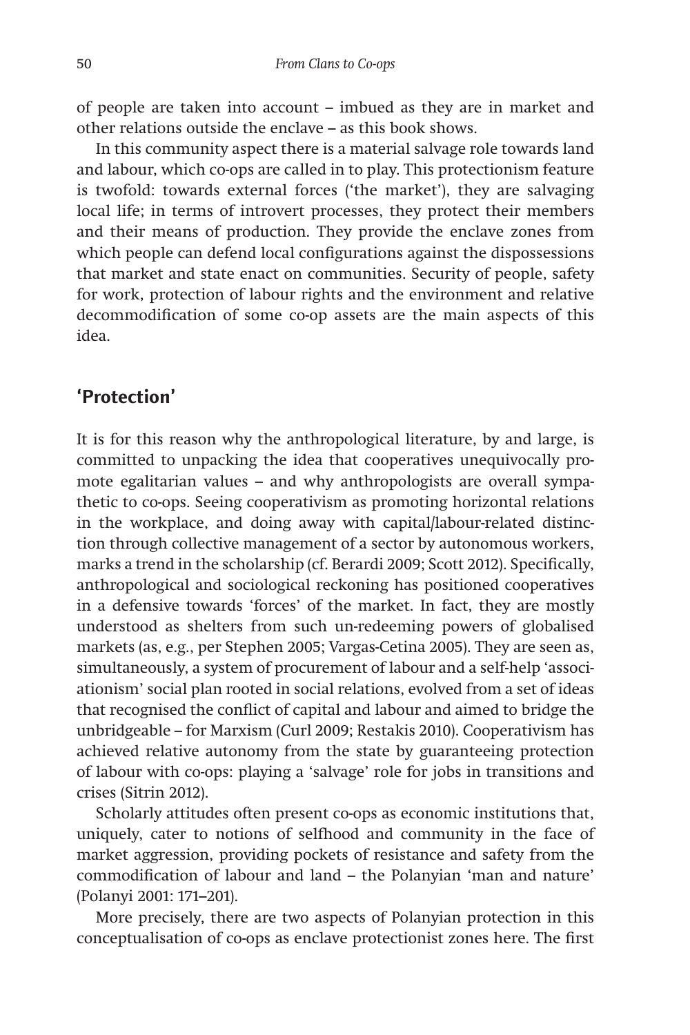of people are taken into account – imbued as they are in market and other relations outside the enclave – as this book shows.

In this community aspect there is a material salvage role towards land and labour, which co-ops are called in to play. This protectionism feature is twofold: towards external forces ('the market'), they are salvaging local life; in terms of introvert processes, they protect their members and their means of production. They provide the enclave zones from which people can defend local configurations against the dispossessions that market and state enact on communities. Security of people, safety for work, protection of labour rights and the environment and relative decommodification of some co-op assets are the main aspects of this idea.

## 'Protection'

It is for this reason why the anthropological literature, by and large, is committed to unpacking the idea that cooperatives unequivocally promote egalitarian values – and why anthropologists are overall sympathetic to co-ops. Seeing cooperativism as promoting horizontal relations in the workplace, and doing away with capital/labour-related distinction through collective management of a sector by autonomous workers, marks a trend in the scholarship (cf. Berardi 2009; Scott 2012). Specifically, anthropological and sociological reckoning has positioned cooperatives in a defensive towards 'forces' of the market. In fact, they are mostly understood as shelters from such un-redeeming powers of globalised markets (as, e.g., per Stephen 2005; Vargas-Cetina 2005). They are seen as, simultaneously, a system of procurement of labour and a self-help 'associationism' social plan rooted in social relations, evolved from a set of ideas that recognised the conflict of capital and labour and aimed to bridge the unbridgeable – for Marxism (Curl 2009; Restakis 2010). Cooperativism has achieved relative autonomy from the state by guaranteeing protection of labour with co-ops: playing a 'salvage' role for jobs in transitions and crises (Sitrin 2012).

Scholarly attitudes often present co-ops as economic institutions that, uniquely, cater to notions of selfhood and community in the face of market aggression, providing pockets of resistance and safety from the commodification of labour and land – the Polanyian 'man and nature' (Polanyi 2001: 171–201).

More precisely, there are two aspects of Polanyian protection in this conceptualisation of co-ops as enclave protectionist zones here. The first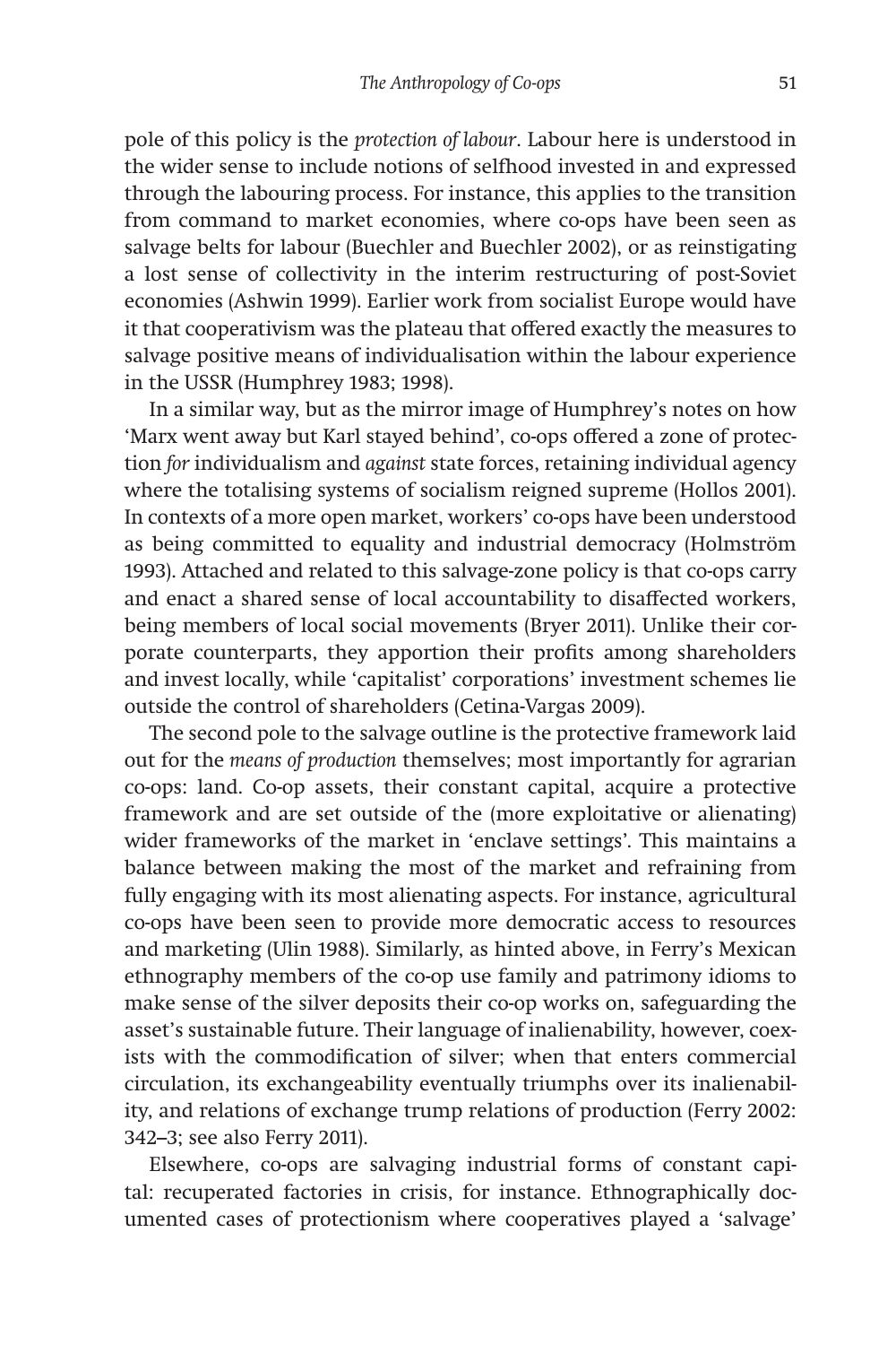pole of this policy is the *protection of labour*. Labour here is understood in the wider sense to include notions of selfhood invested in and expressed through the labouring process. For instance, this applies to the transition from command to market economies, where co-ops have been seen as salvage belts for labour (Buechler and Buechler 2002), or as reinstigating a lost sense of collectivity in the interim restructuring of post-Soviet economies (Ashwin 1999). Earlier work from socialist Europe would have it that cooperativism was the plateau that offered exactly the measures to salvage positive means of individualisation within the labour experience in the USSR (Humphrey 1983; 1998).

In a similar way, but as the mirror image of Humphrey's notes on how 'Marx went away but Karl stayed behind', co-ops offered a zone of protection *for* individualism and *against* state forces, retaining individual agency where the totalising systems of socialism reigned supreme (Hollos 2001). In contexts of a more open market, workers' co-ops have been understood as being committed to equality and industrial democracy (Holmström 1993). Attached and related to this salvage-zone policy is that co-ops carry and enact a shared sense of local accountability to disaffected workers, being members of local social movements (Bryer 2011). Unlike their corporate counterparts, they apportion their profits among shareholders and invest locally, while 'capitalist' corporations' investment schemes lie outside the control of shareholders (Cetina-Vargas 2009).

The second pole to the salvage outline is the protective framework laid out for the *means of production* themselves; most importantly for agrarian co-ops: land. Co-op assets, their constant capital, acquire a protective framework and are set outside of the (more exploitative or alienating) wider frameworks of the market in 'enclave settings'. This maintains a balance between making the most of the market and refraining from fully engaging with its most alienating aspects. For instance, agricultural co-ops have been seen to provide more democratic access to resources and marketing (Ulin 1988). Similarly, as hinted above, in Ferry's Mexican ethnography members of the co-op use family and patrimony idioms to make sense of the silver deposits their co-op works on, safeguarding the asset's sustainable future. Their language of inalienability, however, coexists with the commodification of silver; when that enters commercial circulation, its exchangeability eventually triumphs over its inalienability, and relations of exchange trump relations of production (Ferry 2002: 342–3; see also Ferry 2011).

Elsewhere, co-ops are salvaging industrial forms of constant capital: recuperated factories in crisis, for instance. Ethnographically documented cases of protectionism where cooperatives played a 'salvage'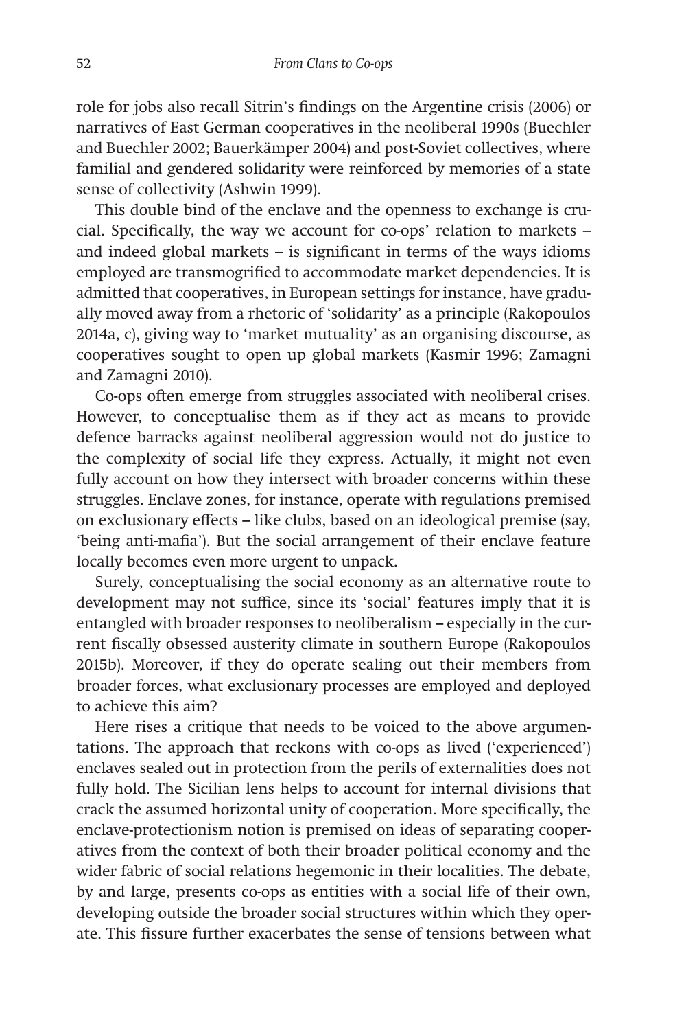role for jobs also recall Sitrin's findings on the Argentine crisis (2006) or narratives of East German cooperatives in the neoliberal 1990s (Buechler and Buechler 2002; Bauerkämper 2004) and post-Soviet collectives, where familial and gendered solidarity were reinforced by memories of a state sense of collectivity (Ashwin 1999).

This double bind of the enclave and the openness to exchange is crucial. Specifically, the way we account for co-ops' relation to markets – and indeed global markets – is significant in terms of the ways idioms employed are transmogrified to accommodate market dependencies. It is admitted that cooperatives, in European settings for instance, have gradually moved away from a rhetoric of 'solidarity' as a principle (Rakopoulos 2014a, c), giving way to 'market mutuality' as an organising discourse, as cooperatives sought to open up global markets (Kasmir 1996; Zamagni and Zamagni 2010).

Co-ops often emerge from struggles associated with neoliberal crises. However, to conceptualise them as if they act as means to provide defence barracks against neoliberal aggression would not do justice to the complexity of social life they express. Actually, it might not even fully account on how they intersect with broader concerns within these struggles. Enclave zones, for instance, operate with regulations premised on exclusionary effects – like clubs, based on an ideological premise (say, 'being anti-mafia'). But the social arrangement of their enclave feature locally becomes even more urgent to unpack.

Surely, conceptualising the social economy as an alternative route to development may not suffice, since its 'social' features imply that it is entangled with broader responses to neoliberalism – especially in the current fiscally obsessed austerity climate in southern Europe (Rakopoulos 2015b). Moreover, if they do operate sealing out their members from broader forces, what exclusionary processes are employed and deployed to achieve this aim?

Here rises a critique that needs to be voiced to the above argumentations. The approach that reckons with co-ops as lived ('experienced') enclaves sealed out in protection from the perils of externalities does not fully hold. The Sicilian lens helps to account for internal divisions that crack the assumed horizontal unity of cooperation. More specifically, the enclave-protectionism notion is premised on ideas of separating cooperatives from the context of both their broader political economy and the wider fabric of social relations hegemonic in their localities. The debate, by and large, presents co-ops as entities with a social life of their own, developing outside the broader social structures within which they operate. This fissure further exacerbates the sense of tensions between what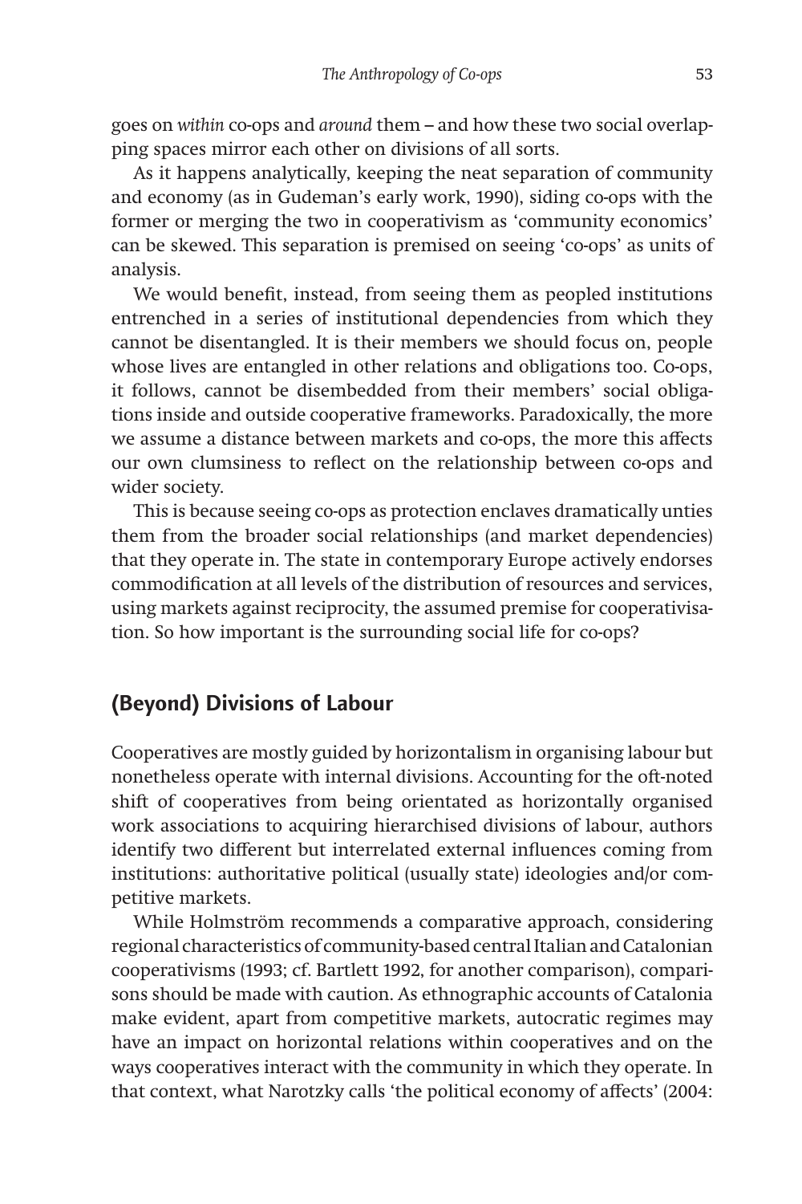goes on *within* co-ops and *around* them – and how these two social overlapping spaces mirror each other on divisions of all sorts.

As it happens analytically, keeping the neat separation of community and economy (as in Gudeman's early work, 1990), siding co-ops with the former or merging the two in cooperativism as 'community economics' can be skewed. This separation is premised on seeing 'co-ops' as units of analysis.

We would benefit, instead, from seeing them as peopled institutions entrenched in a series of institutional dependencies from which they cannot be disentangled. It is their members we should focus on, people whose lives are entangled in other relations and obligations too. Co-ops, it follows, cannot be disembedded from their members' social obligations inside and outside cooperative frameworks. Paradoxically, the more we assume a distance between markets and co-ops, the more this affects our own clumsiness to reflect on the relationship between co-ops and wider society.

This is because seeing co-ops as protection enclaves dramatically unties them from the broader social relationships (and market dependencies) that they operate in. The state in contemporary Europe actively endorses commodification at all levels of the distribution of resources and services, using markets against reciprocity, the assumed premise for cooperativisation. So how important is the surrounding social life for co-ops?

## (Beyond) Divisions of Labour

Cooperatives are mostly guided by horizontalism in organising labour but nonetheless operate with internal divisions. Accounting for the oft-noted shift of cooperatives from being orientated as horizontally organised work associations to acquiring hierarchised divisions of labour, authors identify two different but interrelated external influences coming from institutions: authoritative political (usually state) ideologies and/or competitive markets.

While Holmström recommends a comparative approach, considering regional characteristics of community-based central Italian and Catalonian cooperativisms (1993; cf. Bartlett 1992, for another comparison), comparisons should be made with caution. As ethnographic accounts of Catalonia make evident, apart from competitive markets, autocratic regimes may have an impact on horizontal relations within cooperatives and on the ways cooperatives interact with the community in which they operate. In that context, what Narotzky calls 'the political economy of affects' (2004: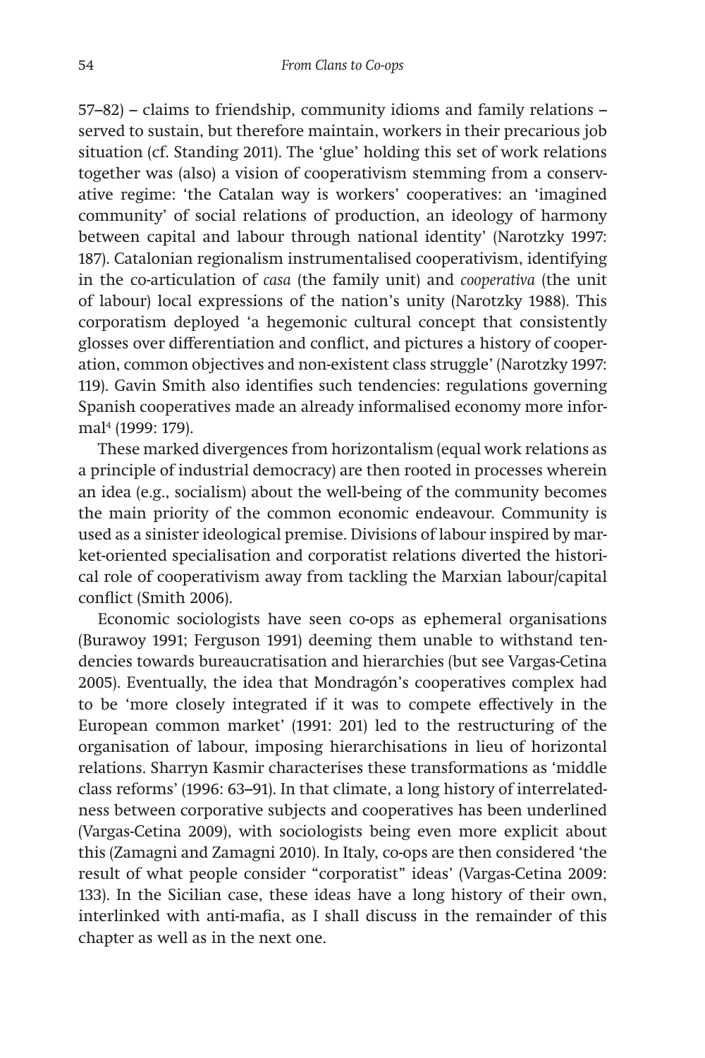57–82) – claims to friendship, community idioms and family relations – served to sustain, but therefore maintain, workers in their precarious job situation (cf. Standing 2011). The 'glue' holding this set of work relations together was (also) a vision of cooperativism stemming from a conservative regime: 'the Catalan way is workers' cooperatives: an 'imagined community' of social relations of production, an ideology of harmony between capital and labour through national identity' (Narotzky 1997: 187). Catalonian regionalism instrumentalised cooperativism, identifying in the co-articulation of *casa* (the family unit) and *cooperativa* (the unit of labour) local expressions of the nation's unity (Narotzky 1988). This corporatism deployed 'a hegemonic cultural concept that consistently glosses over differentiation and conflict, and pictures a history of cooperation, common objectives and non-existent class struggle' (Narotzky 1997: 119). Gavin Smith also identifies such tendencies: regulations governing Spanish cooperatives made an already informalised economy more informal[4] (1999: 179).

These marked divergences from horizontalism (equal work relations as a principle of industrial democracy) are then rooted in processes wherein an idea (e.g., socialism) about the well-being of the community becomes the main priority of the common economic endeavour. Community is used as a sinister ideological premise. Divisions of labour inspired by market-oriented specialisation and corporatist relations diverted the historical role of cooperativism away from tackling the Marxian labour/capital conflict (Smith 2006).

Economic sociologists have seen co-ops as ephemeral organisations (Burawoy 1991; Ferguson 1991) deeming them unable to withstand tendencies towards bureaucratisation and hierarchies (but see Vargas-Cetina 2005). Eventually, the idea that Mondragón's cooperatives complex had to be 'more closely integrated if it was to compete effectively in the European common market' (1991: 201) led to the restructuring of the organisation of labour, imposing hierarchisations in lieu of horizontal relations. Sharryn Kasmir characterises these transformations as 'middle class reforms' (1996: 63–91). In that climate, a long history of interrelatedness between corporative subjects and cooperatives has been underlined (Vargas-Cetina 2009), with sociologists being even more explicit about this (Zamagni and Zamagni 2010). In Italy, co-ops are then considered 'the result of what people consider "corporatist" ideas' (Vargas-Cetina 2009: 133). In the Sicilian case, these ideas have a long history of their own, interlinked with anti-mafia, as I shall discuss in the remainder of this chapter as well as in the next one.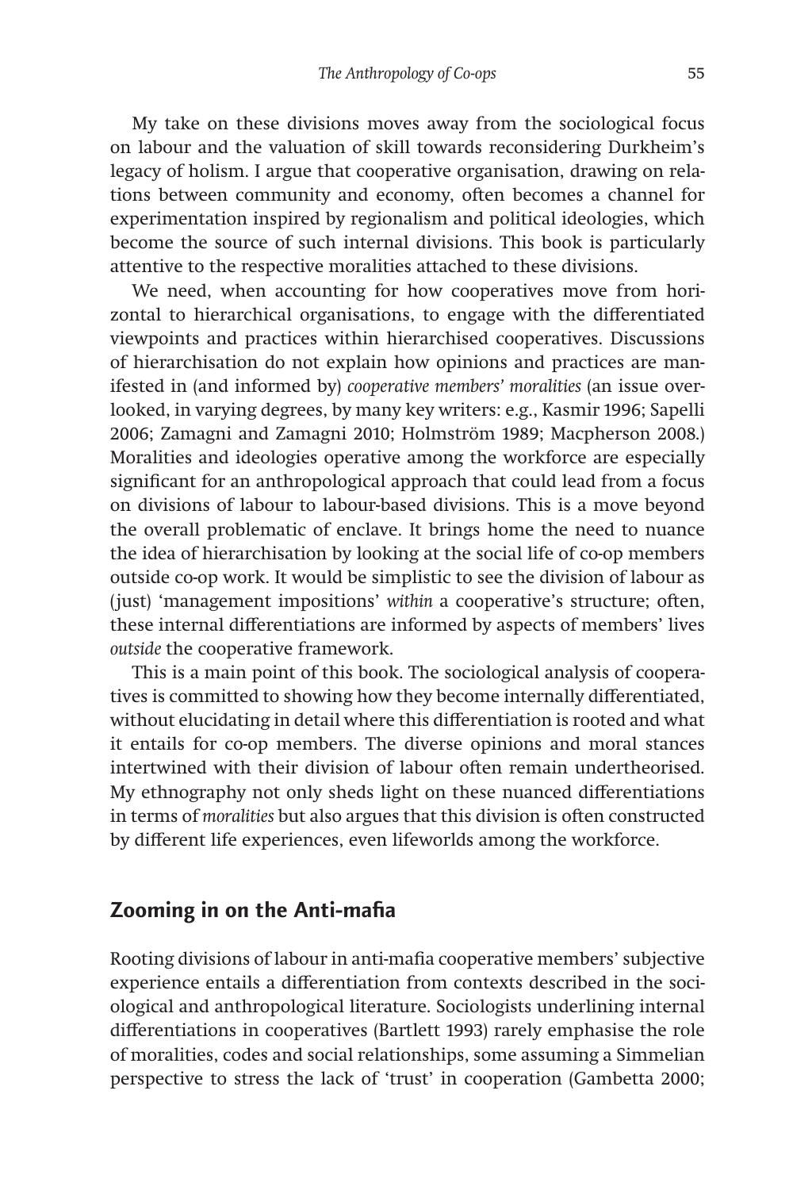My take on these divisions moves away from the sociological focus on labour and the valuation of skill towards reconsidering Durkheim's legacy of holism. I argue that cooperative organisation, drawing on relations between community and economy, often becomes a channel for experimentation inspired by regionalism and political ideologies, which become the source of such internal divisions. This book is particularly attentive to the respective moralities attached to these divisions.

We need, when accounting for how cooperatives move from horizontal to hierarchical organisations, to engage with the differentiated viewpoints and practices within hierarchised cooperatives. Discussions of hierarchisation do not explain how opinions and practices are manifested in (and informed by) *cooperative members' moralities* (an issue overlooked, in varying degrees, by many key writers: e.g., Kasmir 1996; Sapelli 2006; Zamagni and Zamagni 2010; Holmström 1989; Macpherson 2008.) Moralities and ideologies operative among the workforce are especially significant for an anthropological approach that could lead from a focus on divisions of labour to labour-based divisions. This is a move beyond the overall problematic of enclave. It brings home the need to nuance the idea of hierarchisation by looking at the social life of co-op members outside co-op work. It would be simplistic to see the division of labour as (just) 'management impositions' *within* a cooperative's structure; often, these internal differentiations are informed by aspects of members' lives *outside* the cooperative framework.

This is a main point of this book. The sociological analysis of cooperatives is committed to showing how they become internally differentiated, without elucidating in detail where this differentiation is rooted and what it entails for co-op members. The diverse opinions and moral stances intertwined with their division of labour often remain undertheorised. My ethnography not only sheds light on these nuanced differentiations in terms of *moralities* but also argues that this division is often constructed by different life experiences, even lifeworlds among the workforce.

## Zooming in on the Anti-mafia

Rooting divisions of labour in anti-mafia cooperative members' subjective experience entails a differentiation from contexts described in the sociological and anthropological literature. Sociologists underlining internal differentiations in cooperatives (Bartlett 1993) rarely emphasise the role of moralities, codes and social relationships, some assuming a Simmelian perspective to stress the lack of 'trust' in cooperation (Gambetta 2000;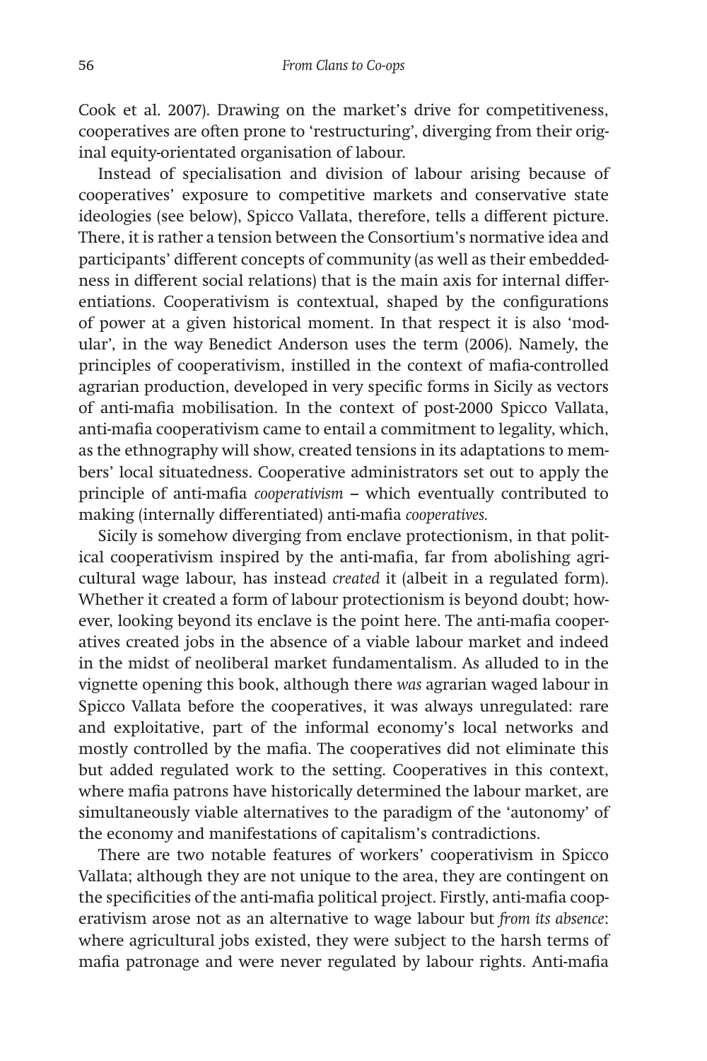Cook et al. 2007). Drawing on the market's drive for competitiveness, cooperatives are often prone to 'restructuring', diverging from their original equity-orientated organisation of labour.

Instead of specialisation and division of labour arising because of cooperatives' exposure to competitive markets and conservative state ideologies (see below), Spicco Vallata, therefore, tells a different picture. There, it is rather a tension between the Consortium's normative idea and participants' different concepts of community (as well as their embeddedness in different social relations) that is the main axis for internal differentiations. Cooperativism is contextual, shaped by the configurations of power at a given historical moment. In that respect it is also 'modular', in the way Benedict Anderson uses the term (2006). Namely, the principles of cooperativism, instilled in the context of mafia-controlled agrarian production, developed in very specific forms in Sicily as vectors of anti-mafia mobilisation. In the context of post-2000 Spicco Vallata, anti-mafia cooperativism came to entail a commitment to legality, which, as the ethnography will show, created tensions in its adaptations to members' local situatedness. Cooperative administrators set out to apply the principle of anti-mafia *cooperativism* – which eventually contributed to making (internally differentiated) anti-mafia *cooperatives.*

Sicily is somehow diverging from enclave protectionism, in that political cooperativism inspired by the anti-mafia, far from abolishing agricultural wage labour, has instead *created* it (albeit in a regulated form). Whether it created a form of labour protectionism is beyond doubt; however, looking beyond its enclave is the point here. The anti-mafia cooperatives created jobs in the absence of a viable labour market and indeed in the midst of neoliberal market fundamentalism. As alluded to in the vignette opening this book, although there *was* agrarian waged labour in Spicco Vallata before the cooperatives, it was always unregulated: rare and exploitative, part of the informal economy's local networks and mostly controlled by the mafia. The cooperatives did not eliminate this but added regulated work to the setting. Cooperatives in this context, where mafia patrons have historically determined the labour market, are simultaneously viable alternatives to the paradigm of the 'autonomy' of the economy and manifestations of capitalism's contradictions.

There are two notable features of workers' cooperativism in Spicco Vallata; although they are not unique to the area, they are contingent on the specificities of the anti-mafia political project. Firstly, anti-mafia cooperativism arose not as an alternative to wage labour but *from its absence*: where agricultural jobs existed, they were subject to the harsh terms of mafia patronage and were never regulated by labour rights. Anti-mafia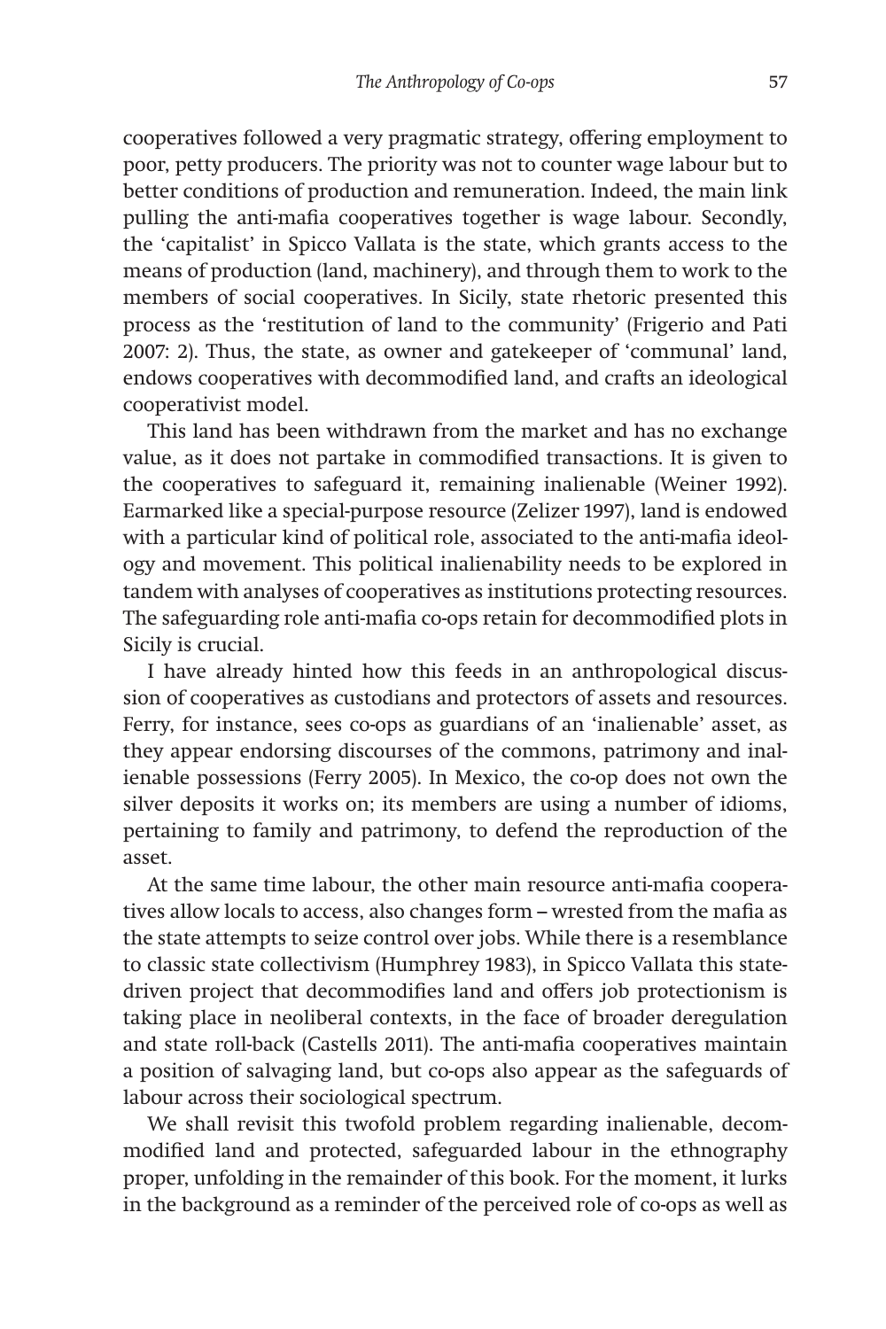cooperatives followed a very pragmatic strategy, offering employment to poor, petty producers. The priority was not to counter wage labour but to better conditions of production and remuneration. Indeed, the main link pulling the anti-mafia cooperatives together is wage labour. Secondly, the 'capitalist' in Spicco Vallata is the state, which grants access to the means of production (land, machinery), and through them to work to the members of social cooperatives. In Sicily, state rhetoric presented this process as the 'restitution of land to the community' (Frigerio and Pati 2007: 2). Thus, the state, as owner and gatekeeper of 'communal' land, endows cooperatives with decommodified land, and crafts an ideological cooperativist model.

This land has been withdrawn from the market and has no exchange value, as it does not partake in commodified transactions. It is given to the cooperatives to safeguard it, remaining inalienable (Weiner 1992). Earmarked like a special-purpose resource (Zelizer 1997), land is endowed with a particular kind of political role, associated to the anti-mafia ideology and movement. This political inalienability needs to be explored in tandem with analyses of cooperatives as institutions protecting resources. The safeguarding role anti-mafia co-ops retain for decommodified plots in Sicily is crucial.

I have already hinted how this feeds in an anthropological discussion of cooperatives as custodians and protectors of assets and resources. Ferry, for instance, sees co-ops as guardians of an 'inalienable' asset, as they appear endorsing discourses of the commons, patrimony and inalienable possessions (Ferry 2005). In Mexico, the co-op does not own the silver deposits it works on; its members are using a number of idioms, pertaining to family and patrimony, to defend the reproduction of the asset.

At the same time labour, the other main resource anti-mafia cooperatives allow locals to access, also changes form – wrested from the mafia as the state attempts to seize control over jobs. While there is a resemblance to classic state collectivism (Humphrey 1983), in Spicco Vallata this state-driven project that decommodifies land and offers job protectionism is taking place in neoliberal contexts, in the face of broader deregulation and state roll-back (Castells 2011). The anti-mafia cooperatives maintain a position of salvaging land, but co-ops also appear as the safeguards of labour across their sociological spectrum.

We shall revisit this twofold problem regarding inalienable, decommodified land and protected, safeguarded labour in the ethnography proper, unfolding in the remainder of this book. For the moment, it lurks in the background as a reminder of the perceived role of co-ops as well as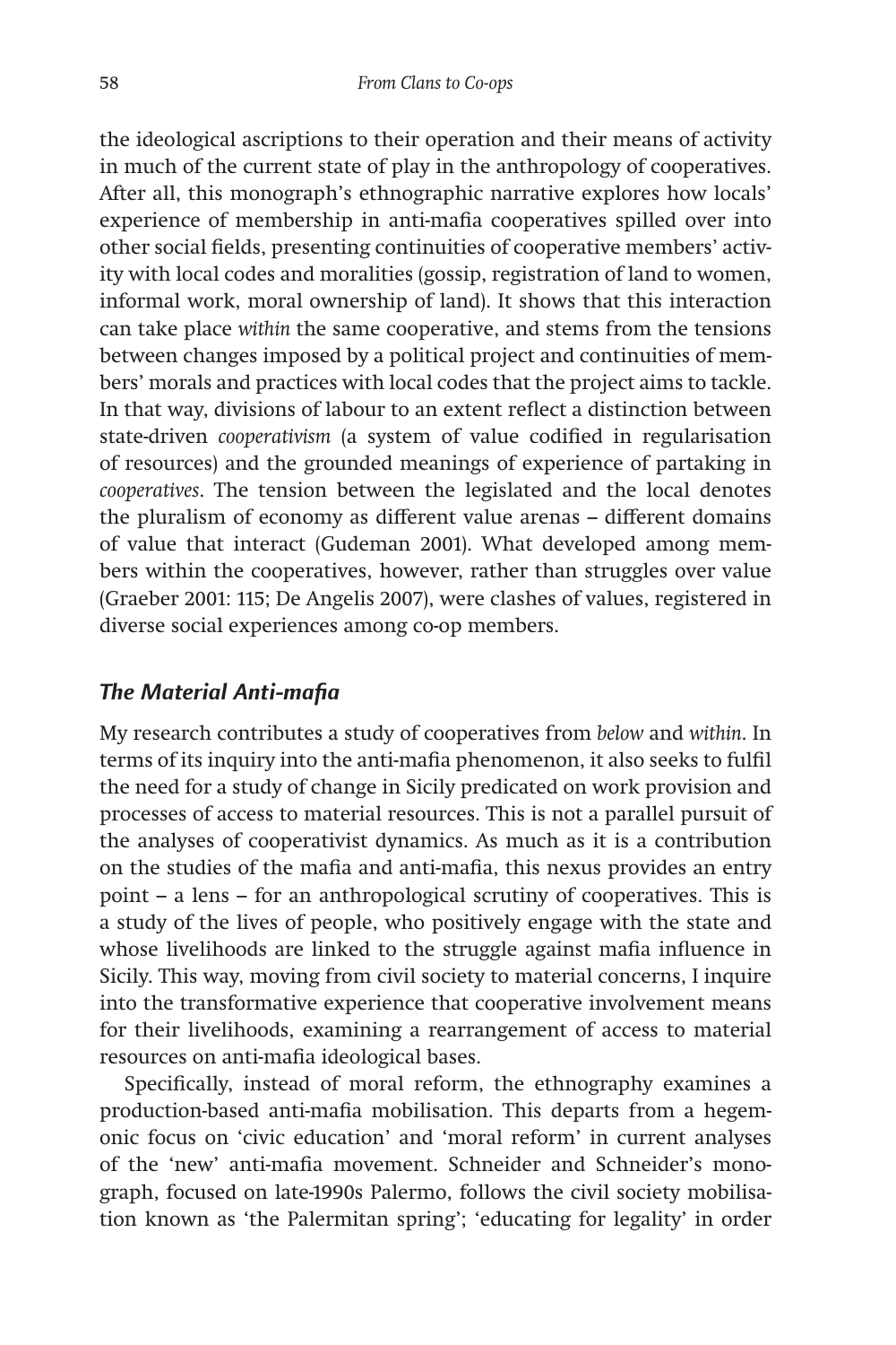the ideological ascriptions to their operation and their means of activity in much of the current state of play in the anthropology of cooperatives. After all, this monograph's ethnographic narrative explores how locals' experience of membership in anti-mafia cooperatives spilled over into other social fields, presenting continuities of cooperative members' activity with local codes and moralities (gossip, registration of land to women, informal work, moral ownership of land). It shows that this interaction can take place *within* the same cooperative, and stems from the tensions between changes imposed by a political project and continuities of members' morals and practices with local codes that the project aims to tackle. In that way, divisions of labour to an extent reflect a distinction between state-driven *cooperativism* (a system of value codified in regularisation of resources) and the grounded meanings of experience of partaking in *cooperatives*. The tension between the legislated and the local denotes the pluralism of economy as different value arenas – different domains of value that interact (Gudeman 2001). What developed among members within the cooperatives, however, rather than struggles over value (Graeber 2001: 115; De Angelis 2007), were clashes of values, registered in diverse social experiences among co-op members.

## *The Material Anti-mafia*

My research contributes a study of cooperatives from *below* and *within*. In terms of its inquiry into the anti-mafia phenomenon, it also seeks to fulfil the need for a study of change in Sicily predicated on work provision and processes of access to material resources. This is not a parallel pursuit of the analyses of cooperativist dynamics. As much as it is a contribution on the studies of the mafia and anti-mafia, this nexus provides an entry point – a lens – for an anthropological scrutiny of cooperatives. This is a study of the lives of people, who positively engage with the state and whose livelihoods are linked to the struggle against mafia influence in Sicily. This way, moving from civil society to material concerns, I inquire into the transformative experience that cooperative involvement means for their livelihoods, examining a rearrangement of access to material resources on anti-mafia ideological bases.

Specifically, instead of moral reform, the ethnography examines a production-based anti-mafia mobilisation. This departs from a hegemonic focus on 'civic education' and 'moral reform' in current analyses of the 'new' anti-mafia movement. Schneider and Schneider's monograph, focused on late-1990s Palermo, follows the civil society mobilisation known as 'the Palermitan spring'; 'educating for legality' in order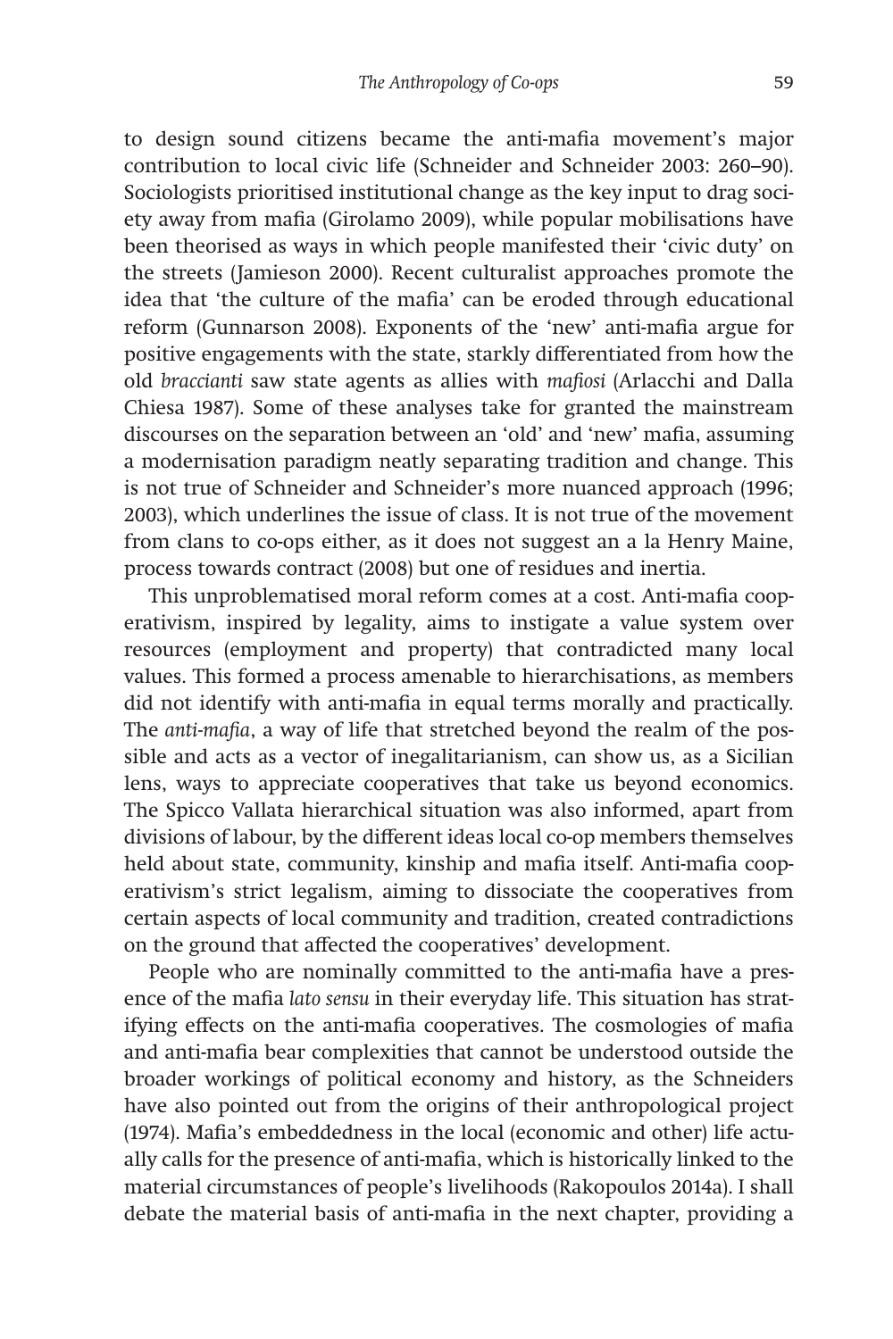to design sound citizens became the anti-mafia movement's major contribution to local civic life (Schneider and Schneider 2003: 260–90). Sociologists prioritised institutional change as the key input to drag society away from mafia (Girolamo 2009), while popular mobilisations have been theorised as ways in which people manifested their 'civic duty' on the streets (Jamieson 2000). Recent culturalist approaches promote the idea that 'the culture of the mafia' can be eroded through educational reform (Gunnarson 2008). Exponents of the 'new' anti-mafia argue for positive engagements with the state, starkly differentiated from how the old *braccianti* saw state agents as allies with *mafiosi* (Arlacchi and Dalla Chiesa 1987). Some of these analyses take for granted the mainstream discourses on the separation between an 'old' and 'new' mafia, assuming a modernisation paradigm neatly separating tradition and change. This is not true of Schneider and Schneider's more nuanced approach (1996; 2003), which underlines the issue of class. It is not true of the movement from clans to co-ops either, as it does not suggest an a la Henry Maine, process towards contract (2008) but one of residues and inertia.

This unproblematised moral reform comes at a cost. Anti-mafia cooperativism, inspired by legality, aims to instigate a value system over resources (employment and property) that contradicted many local values. This formed a process amenable to hierarchisations, as members did not identify with anti-mafia in equal terms morally and practically. The *anti-mafia*, a way of life that stretched beyond the realm of the possible and acts as a vector of inegalitarianism, can show us, as a Sicilian lens, ways to appreciate cooperatives that take us beyond economics. The Spicco Vallata hierarchical situation was also informed, apart from divisions of labour, by the different ideas local co-op members themselves held about state, community, kinship and mafia itself. Anti-mafia cooperativism's strict legalism, aiming to dissociate the cooperatives from certain aspects of local community and tradition, created contradictions on the ground that affected the cooperatives' development.

People who are nominally committed to the anti-mafia have a presence of the mafia *lato sensu* in their everyday life. This situation has stratifying effects on the anti-mafia cooperatives. The cosmologies of mafia and anti-mafia bear complexities that cannot be understood outside the broader workings of political economy and history, as the Schneiders have also pointed out from the origins of their anthropological project (1974). Mafia's embeddedness in the local (economic and other) life actually calls for the presence of anti-mafia, which is historically linked to the material circumstances of people's livelihoods (Rakopoulos 2014a). I shall debate the material basis of anti-mafia in the next chapter, providing a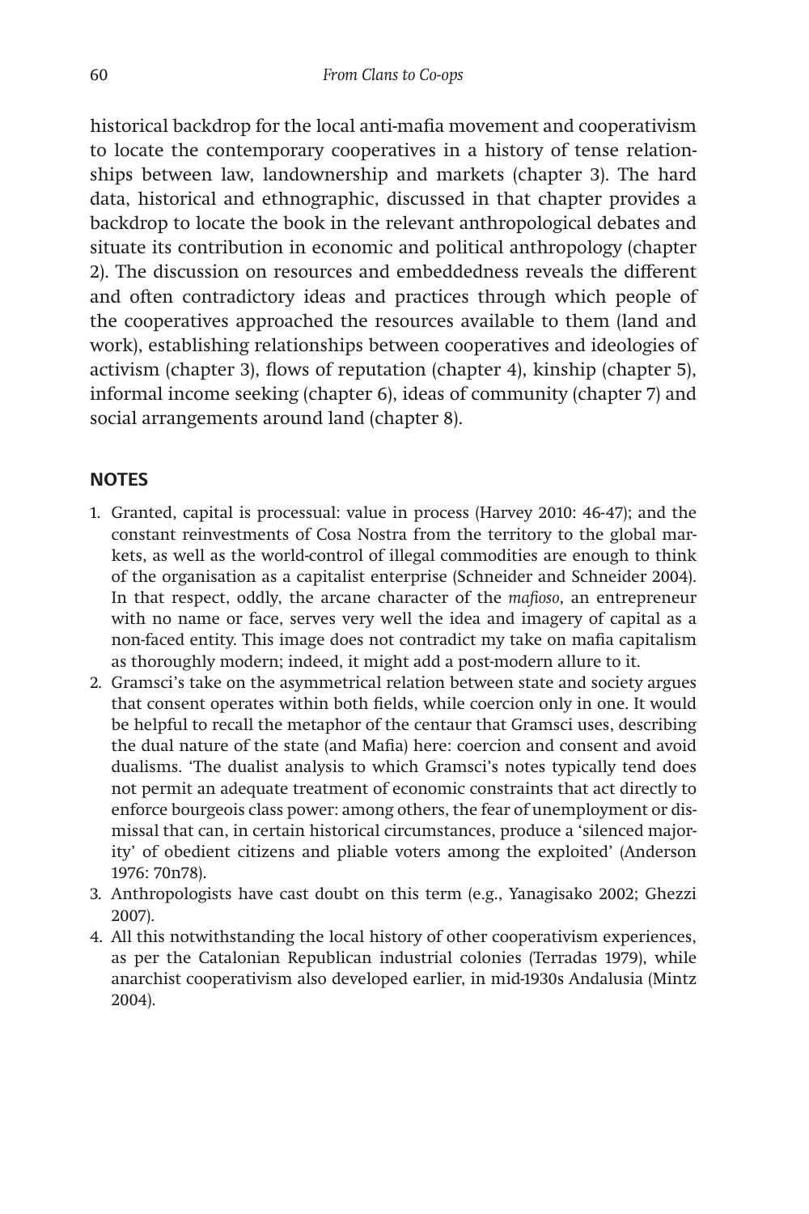historical backdrop for the local anti-mafia movement and cooperativism to locate the contemporary cooperatives in a history of tense relationships between law, landownership and markets (chapter 3). The hard data, historical and ethnographic, discussed in that chapter provides a backdrop to locate the book in the relevant anthropological debates and situate its contribution in economic and political anthropology (chapter 2). The discussion on resources and embeddedness reveals the different and often contradictory ideas and practices through which people of the cooperatives approached the resources available to them (land and work), establishing relationships between cooperatives and ideologies of activism (chapter 3), flows of reputation (chapter 4), kinship (chapter 5), informal income seeking (chapter 6), ideas of community (chapter 7) and social arrangements around land (chapter 8).

## NOTES

1. Granted, capital is processual: value in process (Harvey 2010: 46-47); and the constant reinvestments of Cosa Nostra from the territory to the global markets, as well as the world-control of illegal commodities are enough to think of the organisation as a capitalist enterprise (Schneider and Schneider 2004). In that respect, oddly, the arcane character of the *mafioso*, an entrepreneur with no name or face, serves very well the idea and imagery of capital as a non-faced entity. This image does not contradict my take on mafia capitalism as thoroughly modern; indeed, it might add a post-modern allure to it.
2. Gramsci's take on the asymmetrical relation between state and society argues that consent operates within both fields, while coercion only in one. It would be helpful to recall the metaphor of the centaur that Gramsci uses, describing the dual nature of the state (and Mafia) here: coercion and consent and avoid dualisms. 'The dualist analysis to which Gramsci's notes typically tend does not permit an adequate treatment of economic constraints that act directly to enforce bourgeois class power: among others, the fear of unemployment or dismissal that can, in certain historical circumstances, produce a 'silenced majority' of obedient citizens and pliable voters among the exploited' (Anderson 1976: 70n78).
3. Anthropologists have cast doubt on this term (e.g., Yanagisako 2002; Ghezzi 2007).
4. All this notwithstanding the local history of other cooperativism experiences, as per the Catalonian Republican industrial colonies (Terradas 1979), while anarchist cooperativism also developed earlier, in mid-1930s Andalusia (Mintz 2004).